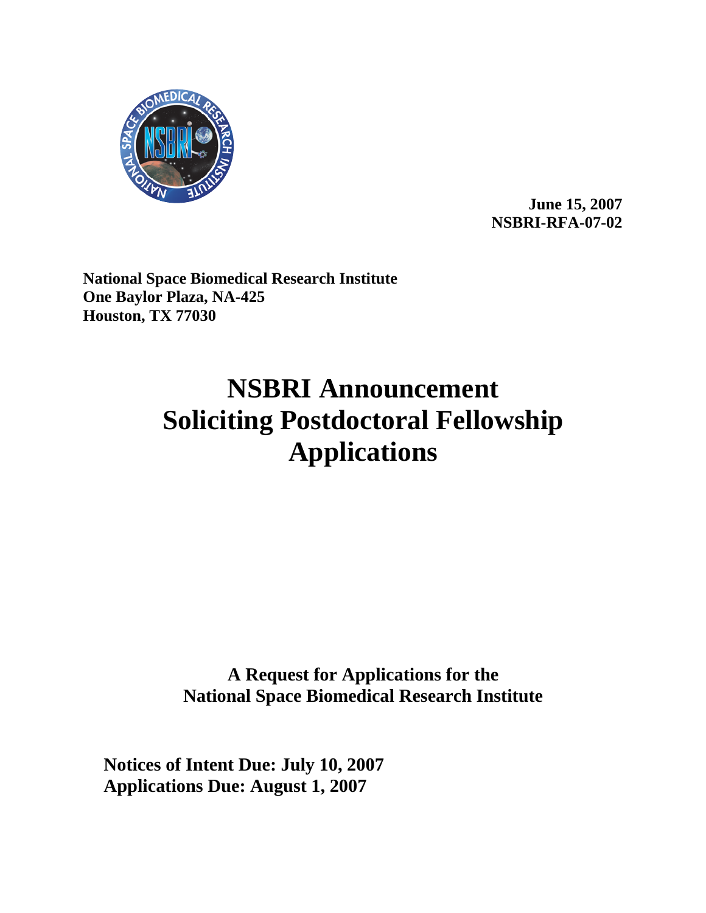**June 15, 2007**
**NSBRI-RFA-07-02**

**National Space Biomedical Research Institute**
**One Baylor Plaza, NA-425**
**Houston, TX 77030**

# NSBRI Announcement Soliciting Postdoctoral Fellowship Applications

**A Request for Applications for the National Space Biomedical Research Institute**

**Notices of Intent Due: July 10, 2007**
**Applications Due: August 1, 2007**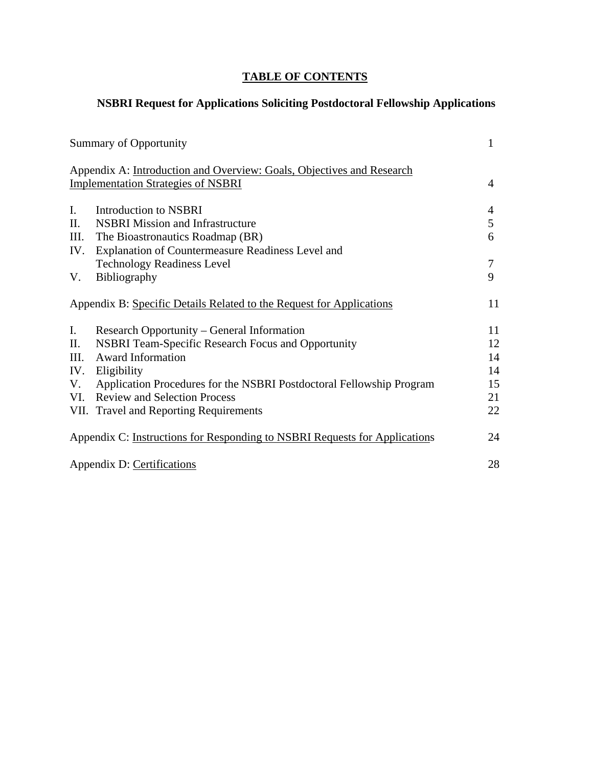# TABLE OF CONTENTS

## NSBRI Request for Applications Soliciting Postdoctoral Fellowship Applications

| | |
|---|---|
| Summary of Opportunity | 1 |
| Appendix A: Introduction and Overview: Goals, Objectives and Research Implementation Strategies of NSBRI | 4 |
| I. Introduction to NSBRI | 4 |
| II. NSBRI Mission and Infrastructure | 5 |
| III. The Bioastronautics Roadmap (BR) | 6 |
| IV. Explanation of Countermeasure Readiness Level and Technology Readiness Level | 7 |
| V. Bibliography | 9 |
| Appendix B: Specific Details Related to the Request for Applications | 11 |
| I. Research Opportunity – General Information | 11 |
| II. NSBRI Team-Specific Research Focus and Opportunity | 12 |
| III. Award Information | 14 |
| IV. Eligibility | 14 |
| V. Application Procedures for the NSBRI Postdoctoral Fellowship Program | 15 |
| VI. Review and Selection Process | 21 |
| VII. Travel and Reporting Requirements | 22 |
| Appendix C: Instructions for Responding to NSBRI Requests for Applications | 24 |
| Appendix D: Certifications | 28 |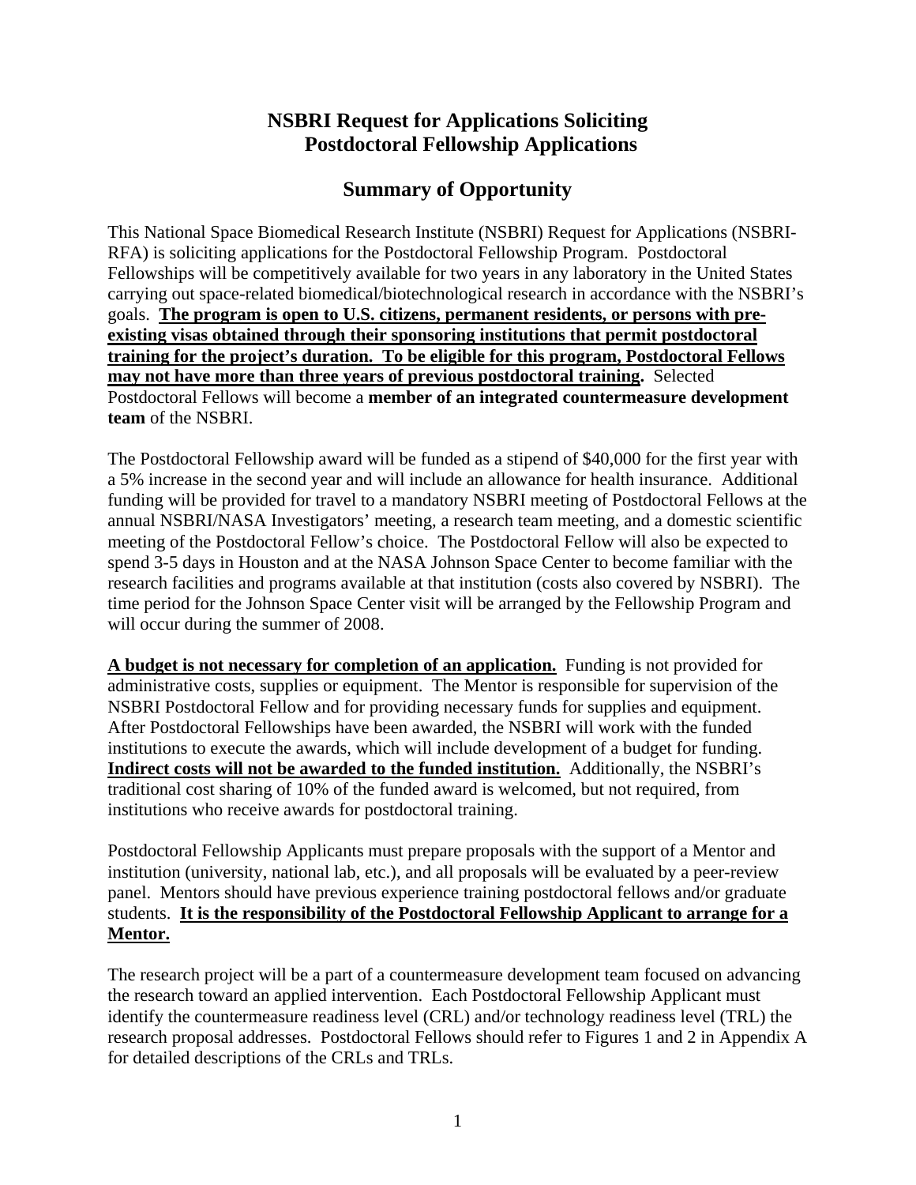# NSBRI Request for Applications Soliciting Postdoctoral Fellowship Applications

## Summary of Opportunity

This National Space Biomedical Research Institute (NSBRI) Request for Applications (NSBRI-RFA) is soliciting applications for the Postdoctoral Fellowship Program. Postdoctoral Fellowships will be competitively available for two years in any laboratory in the United States carrying out space-related biomedical/biotechnological research in accordance with the NSBRI's goals. **The program is open to U.S. citizens, permanent residents, or persons with pre-existing visas obtained through their sponsoring institutions that permit postdoctoral training for the project's duration. To be eligible for this program, Postdoctoral Fellows may not have more than three years of previous postdoctoral training.** Selected Postdoctoral Fellows will become a **member of an integrated countermeasure development team** of the NSBRI.

The Postdoctoral Fellowship award will be funded as a stipend of $40,000 for the first year with a 5% increase in the second year and will include an allowance for health insurance. Additional funding will be provided for travel to a mandatory NSBRI meeting of Postdoctoral Fellows at the annual NSBRI/NASA Investigators' meeting, a research team meeting, and a domestic scientific meeting of the Postdoctoral Fellow's choice. The Postdoctoral Fellow will also be expected to spend 3-5 days in Houston and at the NASA Johnson Space Center to become familiar with the research facilities and programs available at that institution (costs also covered by NSBRI). The time period for the Johnson Space Center visit will be arranged by the Fellowship Program and will occur during the summer of 2008.

**A budget is not necessary for completion of an application.** Funding is not provided for administrative costs, supplies or equipment. The Mentor is responsible for supervision of the NSBRI Postdoctoral Fellow and for providing necessary funds for supplies and equipment. After Postdoctoral Fellowships have been awarded, the NSBRI will work with the funded institutions to execute the awards, which will include development of a budget for funding. **Indirect costs will not be awarded to the funded institution.** Additionally, the NSBRI's traditional cost sharing of 10% of the funded award is welcomed, but not required, from institutions who receive awards for postdoctoral training.

Postdoctoral Fellowship Applicants must prepare proposals with the support of a Mentor and institution (university, national lab, etc.), and all proposals will be evaluated by a peer-review panel. Mentors should have previous experience training postdoctoral fellows and/or graduate students. **It is the responsibility of the Postdoctoral Fellowship Applicant to arrange for a Mentor.**

The research project will be a part of a countermeasure development team focused on advancing the research toward an applied intervention. Each Postdoctoral Fellowship Applicant must identify the countermeasure readiness level (CRL) and/or technology readiness level (TRL) the research proposal addresses. Postdoctoral Fellows should refer to Figures 1 and 2 in Appendix A for detailed descriptions of the CRLs and TRLs.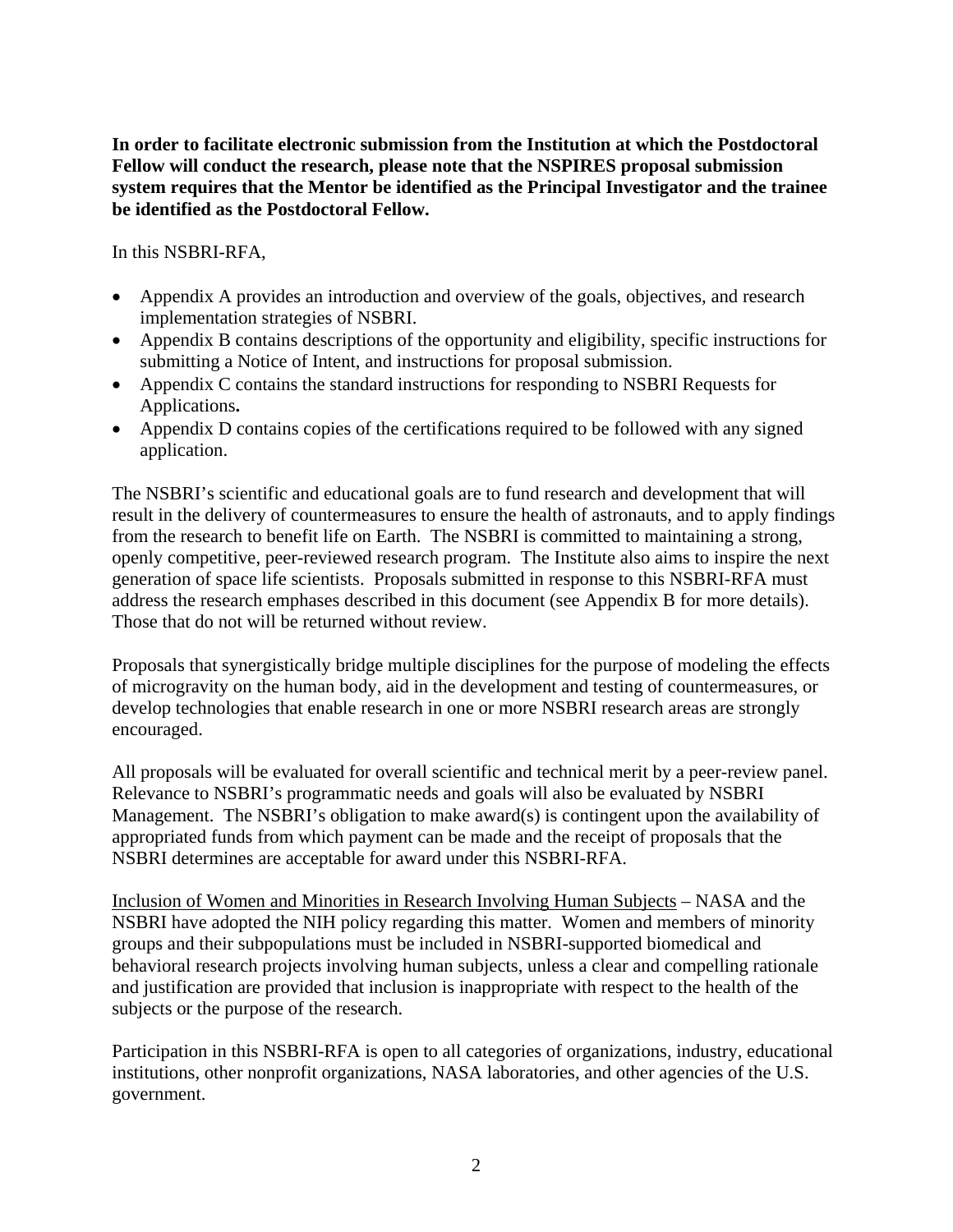**In order to facilitate electronic submission from the Institution at which the Postdoctoral Fellow will conduct the research, please note that the NSPIRES proposal submission system requires that the Mentor be identified as the Principal Investigator and the trainee be identified as the Postdoctoral Fellow.**

In this NSBRI-RFA,

- Appendix A provides an introduction and overview of the goals, objectives, and research implementation strategies of NSBRI.
- Appendix B contains descriptions of the opportunity and eligibility, specific instructions for submitting a Notice of Intent, and instructions for proposal submission.
- Appendix C contains the standard instructions for responding to NSBRI Requests for Applications**.**
- Appendix D contains copies of the certifications required to be followed with any signed application.

The NSBRI's scientific and educational goals are to fund research and development that will result in the delivery of countermeasures to ensure the health of astronauts, and to apply findings from the research to benefit life on Earth. The NSBRI is committed to maintaining a strong, openly competitive, peer-reviewed research program. The Institute also aims to inspire the next generation of space life scientists. Proposals submitted in response to this NSBRI-RFA must address the research emphases described in this document (see Appendix B for more details). Those that do not will be returned without review.

Proposals that synergistically bridge multiple disciplines for the purpose of modeling the effects of microgravity on the human body, aid in the development and testing of countermeasures, or develop technologies that enable research in one or more NSBRI research areas are strongly encouraged.

All proposals will be evaluated for overall scientific and technical merit by a peer-review panel. Relevance to NSBRI's programmatic needs and goals will also be evaluated by NSBRI Management. The NSBRI's obligation to make award(s) is contingent upon the availability of appropriated funds from which payment can be made and the receipt of proposals that the NSBRI determines are acceptable for award under this NSBRI-RFA.

<u>Inclusion of Women and Minorities in Research Involving Human Subjects</u> – NASA and the NSBRI have adopted the NIH policy regarding this matter. Women and members of minority groups and their subpopulations must be included in NSBRI-supported biomedical and behavioral research projects involving human subjects, unless a clear and compelling rationale and justification are provided that inclusion is inappropriate with respect to the health of the subjects or the purpose of the research.

Participation in this NSBRI-RFA is open to all categories of organizations, industry, educational institutions, other nonprofit organizations, NASA laboratories, and other agencies of the U.S. government.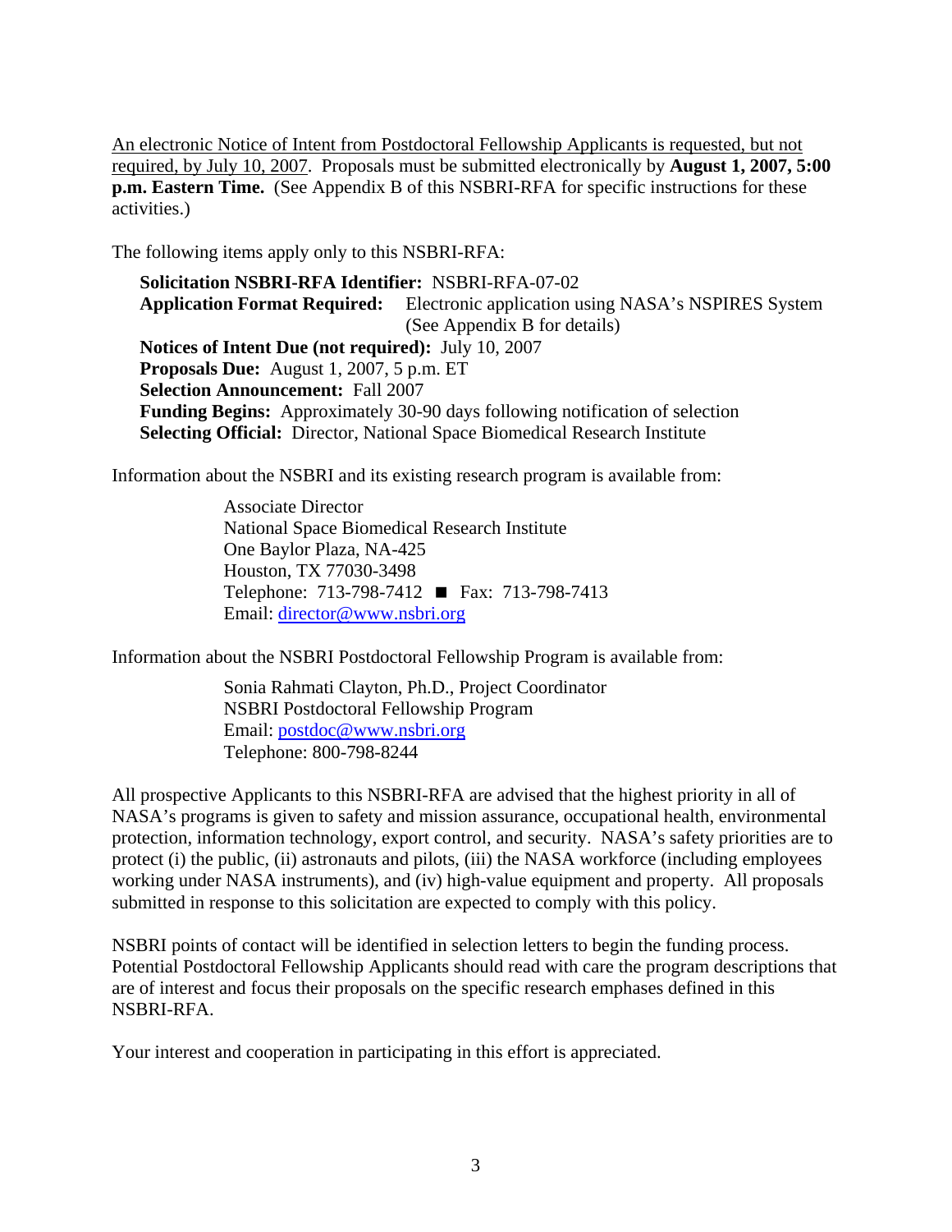An electronic Notice of Intent from Postdoctoral Fellowship Applicants is requested, but not required, by July 10, 2007. Proposals must be submitted electronically by **August 1, 2007, 5:00 p.m. Eastern Time.** (See Appendix B of this NSBRI-RFA for specific instructions for these activities.)

The following items apply only to this NSBRI-RFA:

> **Solicitation NSBRI-RFA Identifier:** NSBRI-RFA-07-02
> **Application Format Required:** Electronic application using NASA's NSPIRES System (See Appendix B for details)
> **Notices of Intent Due (not required):** July 10, 2007
> **Proposals Due:** August 1, 2007, 5 p.m. ET
> **Selection Announcement:** Fall 2007
> **Funding Begins:** Approximately 30-90 days following notification of selection
> **Selecting Official:** Director, National Space Biomedical Research Institute

Information about the NSBRI and its existing research program is available from:

> Associate Director
> National Space Biomedical Research Institute
> One Baylor Plaza, NA-425
> Houston, TX 77030-3498
> Telephone: 713-798-7412 ■ Fax: 713-798-7413
> Email: director@www.nsbri.org

Information about the NSBRI Postdoctoral Fellowship Program is available from:

> Sonia Rahmati Clayton, Ph.D., Project Coordinator
> NSBRI Postdoctoral Fellowship Program
> Email: postdoc@www.nsbri.org
> Telephone: 800-798-8244

All prospective Applicants to this NSBRI-RFA are advised that the highest priority in all of NASA's programs is given to safety and mission assurance, occupational health, environmental protection, information technology, export control, and security. NASA's safety priorities are to protect (i) the public, (ii) astronauts and pilots, (iii) the NASA workforce (including employees working under NASA instruments), and (iv) high-value equipment and property. All proposals submitted in response to this solicitation are expected to comply with this policy.

NSBRI points of contact will be identified in selection letters to begin the funding process. Potential Postdoctoral Fellowship Applicants should read with care the program descriptions that are of interest and focus their proposals on the specific research emphases defined in this NSBRI-RFA.

Your interest and cooperation in participating in this effort is appreciated.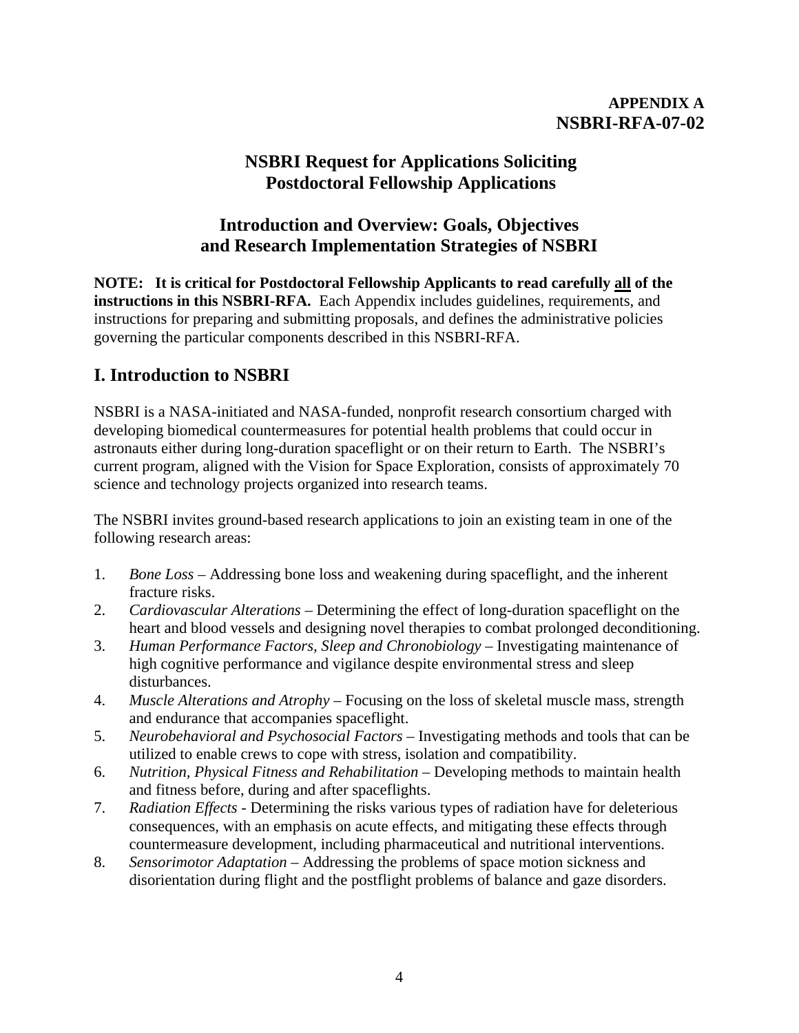**APPENDIX A**
**NSBRI-RFA-07-02**

# NSBRI Request for Applications Soliciting Postdoctoral Fellowship Applications

## Introduction and Overview: Goals, Objectives and Research Implementation Strategies of NSBRI

**NOTE: It is critical for Postdoctoral Fellowship Applicants to read carefully <u>all</u> of the instructions in this NSBRI-RFA.** Each Appendix includes guidelines, requirements, and instructions for preparing and submitting proposals, and defines the administrative policies governing the particular components described in this NSBRI-RFA.

## I. Introduction to NSBRI

NSBRI is a NASA-initiated and NASA-funded, nonprofit research consortium charged with developing biomedical countermeasures for potential health problems that could occur in astronauts either during long-duration spaceflight or on their return to Earth. The NSBRI's current program, aligned with the Vision for Space Exploration, consists of approximately 70 science and technology projects organized into research teams.

The NSBRI invites ground-based research applications to join an existing team in one of the following research areas:

1. *Bone Loss* – Addressing bone loss and weakening during spaceflight, and the inherent fracture risks.
2. *Cardiovascular Alterations* – Determining the effect of long-duration spaceflight on the heart and blood vessels and designing novel therapies to combat prolonged deconditioning.
3. *Human Performance Factors, Sleep and Chronobiology* – Investigating maintenance of high cognitive performance and vigilance despite environmental stress and sleep disturbances.
4. *Muscle Alterations and Atrophy* – Focusing on the loss of skeletal muscle mass, strength and endurance that accompanies spaceflight.
5. *Neurobehavioral and Psychosocial Factors* – Investigating methods and tools that can be utilized to enable crews to cope with stress, isolation and compatibility.
6. *Nutrition, Physical Fitness and Rehabilitation* – Developing methods to maintain health and fitness before, during and after spaceflights.
7. *Radiation Effects* - Determining the risks various types of radiation have for deleterious consequences, with an emphasis on acute effects, and mitigating these effects through countermeasure development, including pharmaceutical and nutritional interventions.
8. *Sensorimotor Adaptation* – Addressing the problems of space motion sickness and disorientation during flight and the postflight problems of balance and gaze disorders.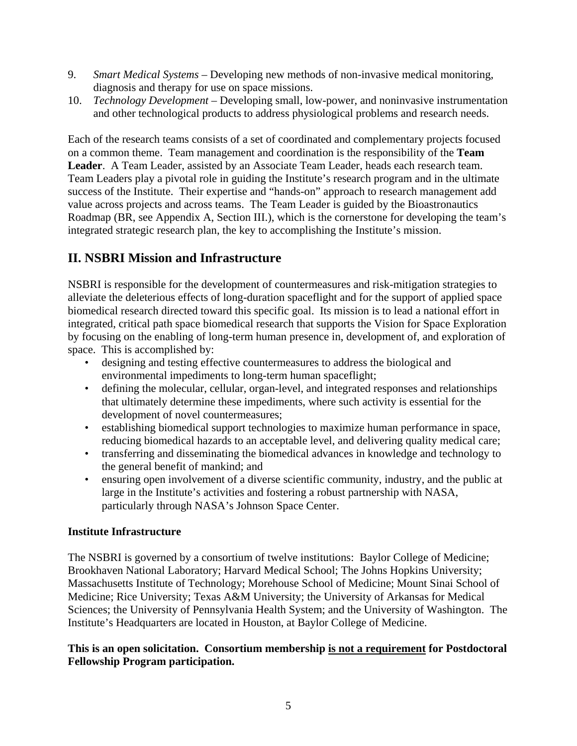9. *Smart Medical Systems* – Developing new methods of non-invasive medical monitoring, diagnosis and therapy for use on space missions.
10. *Technology Development* – Developing small, low-power, and noninvasive instrumentation and other technological products to address physiological problems and research needs.

Each of the research teams consists of a set of coordinated and complementary projects focused on a common theme. Team management and coordination is the responsibility of the **Team Leader**. A Team Leader, assisted by an Associate Team Leader, heads each research team. Team Leaders play a pivotal role in guiding the Institute's research program and in the ultimate success of the Institute. Their expertise and "hands-on" approach to research management add value across projects and across teams. The Team Leader is guided by the Bioastronautics Roadmap (BR, see Appendix A, Section III.), which is the cornerstone for developing the team's integrated strategic research plan, the key to accomplishing the Institute's mission.

## II. NSBRI Mission and Infrastructure

NSBRI is responsible for the development of countermeasures and risk-mitigation strategies to alleviate the deleterious effects of long-duration spaceflight and for the support of applied space biomedical research directed toward this specific goal. Its mission is to lead a national effort in integrated, critical path space biomedical research that supports the Vision for Space Exploration by focusing on the enabling of long-term human presence in, development of, and exploration of space. This is accomplished by:

- designing and testing effective countermeasures to address the biological and environmental impediments to long-term human spaceflight;
- defining the molecular, cellular, organ-level, and integrated responses and relationships that ultimately determine these impediments, where such activity is essential for the development of novel countermeasures;
- establishing biomedical support technologies to maximize human performance in space, reducing biomedical hazards to an acceptable level, and delivering quality medical care;
- transferring and disseminating the biomedical advances in knowledge and technology to the general benefit of mankind; and
- ensuring open involvement of a diverse scientific community, industry, and the public at large in the Institute's activities and fostering a robust partnership with NASA, particularly through NASA's Johnson Space Center.

**Institute Infrastructure**

The NSBRI is governed by a consortium of twelve institutions: Baylor College of Medicine; Brookhaven National Laboratory; Harvard Medical School; The Johns Hopkins University; Massachusetts Institute of Technology; Morehouse School of Medicine; Mount Sinai School of Medicine; Rice University; Texas A&M University; the University of Arkansas for Medical Sciences; the University of Pennsylvania Health System; and the University of Washington. The Institute's Headquarters are located in Houston, at Baylor College of Medicine.

**This is an open solicitation. Consortium membership <u>is not a requirement</u> for Postdoctoral Fellowship Program participation.**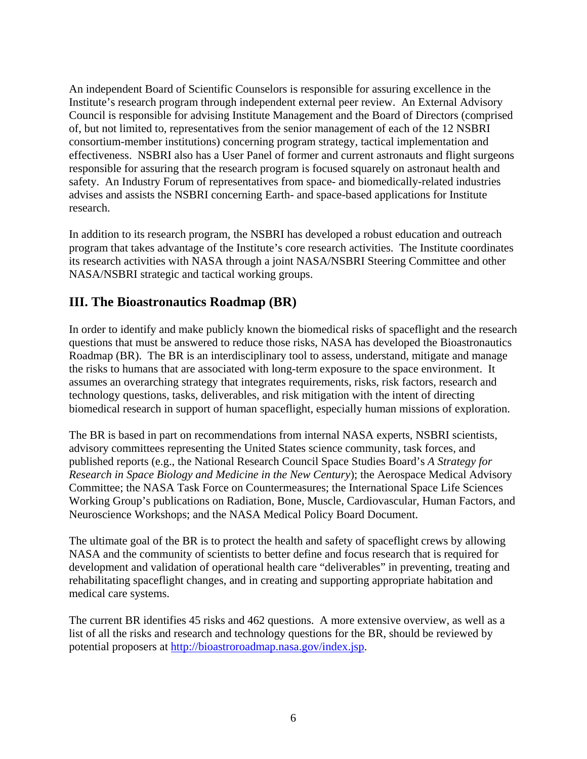An independent Board of Scientific Counselors is responsible for assuring excellence in the Institute's research program through independent external peer review. An External Advisory Council is responsible for advising Institute Management and the Board of Directors (comprised of, but not limited to, representatives from the senior management of each of the 12 NSBRI consortium-member institutions) concerning program strategy, tactical implementation and effectiveness. NSBRI also has a User Panel of former and current astronauts and flight surgeons responsible for assuring that the research program is focused squarely on astronaut health and safety. An Industry Forum of representatives from space- and biomedically-related industries advises and assists the NSBRI concerning Earth- and space-based applications for Institute research.

In addition to its research program, the NSBRI has developed a robust education and outreach program that takes advantage of the Institute's core research activities. The Institute coordinates its research activities with NASA through a joint NASA/NSBRI Steering Committee and other NASA/NSBRI strategic and tactical working groups.

## III. The Bioastronautics Roadmap (BR)

In order to identify and make publicly known the biomedical risks of spaceflight and the research questions that must be answered to reduce those risks, NASA has developed the Bioastronautics Roadmap (BR). The BR is an interdisciplinary tool to assess, understand, mitigate and manage the risks to humans that are associated with long-term exposure to the space environment. It assumes an overarching strategy that integrates requirements, risks, risk factors, research and technology questions, tasks, deliverables, and risk mitigation with the intent of directing biomedical research in support of human spaceflight, especially human missions of exploration.

The BR is based in part on recommendations from internal NASA experts, NSBRI scientists, advisory committees representing the United States science community, task forces, and published reports (e.g., the National Research Council Space Studies Board's *A Strategy for Research in Space Biology and Medicine in the New Century*); the Aerospace Medical Advisory Committee; the NASA Task Force on Countermeasures; the International Space Life Sciences Working Group's publications on Radiation, Bone, Muscle, Cardiovascular, Human Factors, and Neuroscience Workshops; and the NASA Medical Policy Board Document.

The ultimate goal of the BR is to protect the health and safety of spaceflight crews by allowing NASA and the community of scientists to better define and focus research that is required for development and validation of operational health care "deliverables" in preventing, treating and rehabilitating spaceflight changes, and in creating and supporting appropriate habitation and medical care systems.

The current BR identifies 45 risks and 462 questions. A more extensive overview, as well as a list of all the risks and research and technology questions for the BR, should be reviewed by potential proposers at http://bioastroroadmap.nasa.gov/index.jsp.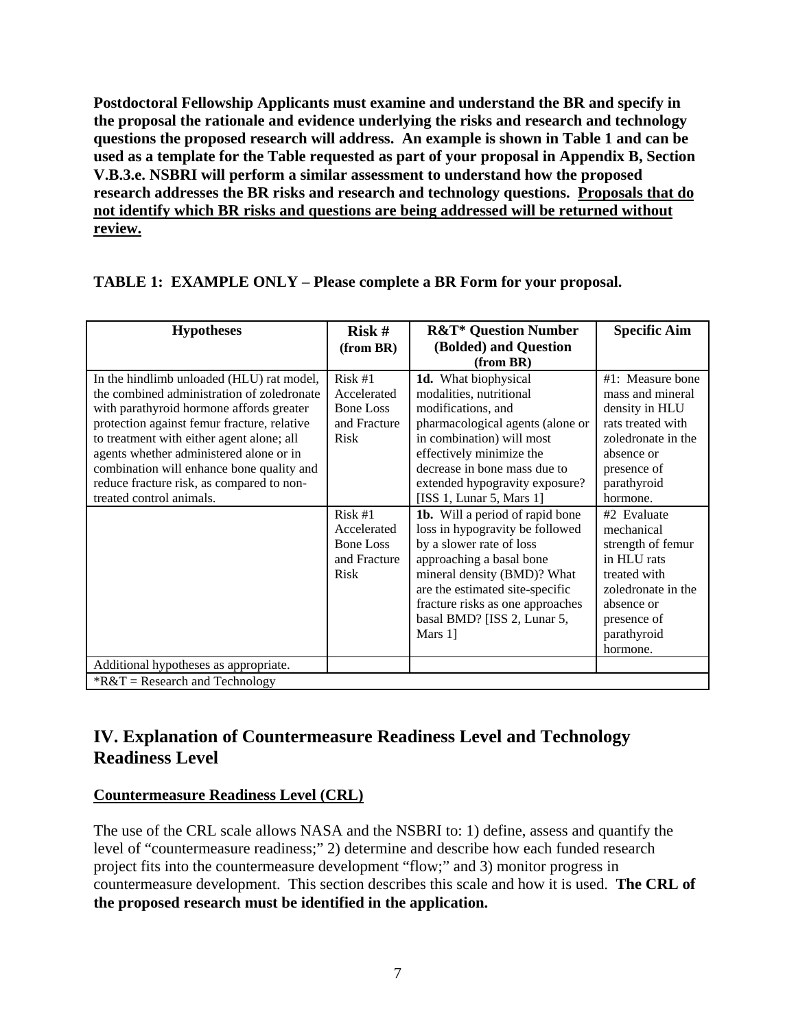**Postdoctoral Fellowship Applicants must examine and understand the BR and specify in the proposal the rationale and evidence underlying the risks and research and technology questions the proposed research will address. An example is shown in Table 1 and can be used as a template for the Table requested as part of your proposal in Appendix B, Section V.B.3.e. NSBRI will perform a similar assessment to understand how the proposed research addresses the BR risks and research and technology questions. <u>Proposals that do not identify which BR risks and questions are being addressed will be returned without review.</u>**

**TABLE 1: EXAMPLE ONLY – Please complete a BR Form for your proposal.**

| Hypotheses | Risk # (from BR) | R&T* Question Number (Bolded) and Question (from BR) | Specific Aim |
|---|---|---|---|
| In the hindlimb unloaded (HLU) rat model, the combined administration of zoledronate with parathyroid hormone affords greater protection against femur fracture, relative to treatment with either agent alone; all agents whether administered alone or in combination will enhance bone quality and reduce fracture risk, as compared to non-treated control animals. | Risk #1 Accelerated Bone Loss and Fracture Risk | **1d.** What biophysical modalities, nutritional modifications, and pharmacological agents (alone or in combination) will most effectively minimize the decrease in bone mass due to extended hypogravity exposure? [ISS 1, Lunar 5, Mars 1] | #1: Measure bone mass and mineral density in HLU rats treated with zoledronate in the absence or presence of parathyroid hormone. |
| | Risk #1 Accelerated Bone Loss and Fracture Risk | **1b.** Will a period of rapid bone loss in hypogravity be followed by a slower rate of loss approaching a basal bone mineral density (BMD)? What are the estimated site-specific fracture risks as one approaches basal BMD? [ISS 2, Lunar 5, Mars 1] | #2 Evaluate mechanical strength of femur in HLU rats treated with zoledronate in the absence or presence of parathyroid hormone. |
| Additional hypotheses as appropriate. | | | |
| *R&T = Research and Technology | | | |

## IV. Explanation of Countermeasure Readiness Level and Technology Readiness Level

### <u>Countermeasure Readiness Level (CRL)</u>

The use of the CRL scale allows NASA and the NSBRI to: 1) define, assess and quantify the level of "countermeasure readiness;" 2) determine and describe how each funded research project fits into the countermeasure development "flow;" and 3) monitor progress in countermeasure development. This section describes this scale and how it is used. **The CRL of the proposed research must be identified in the application.**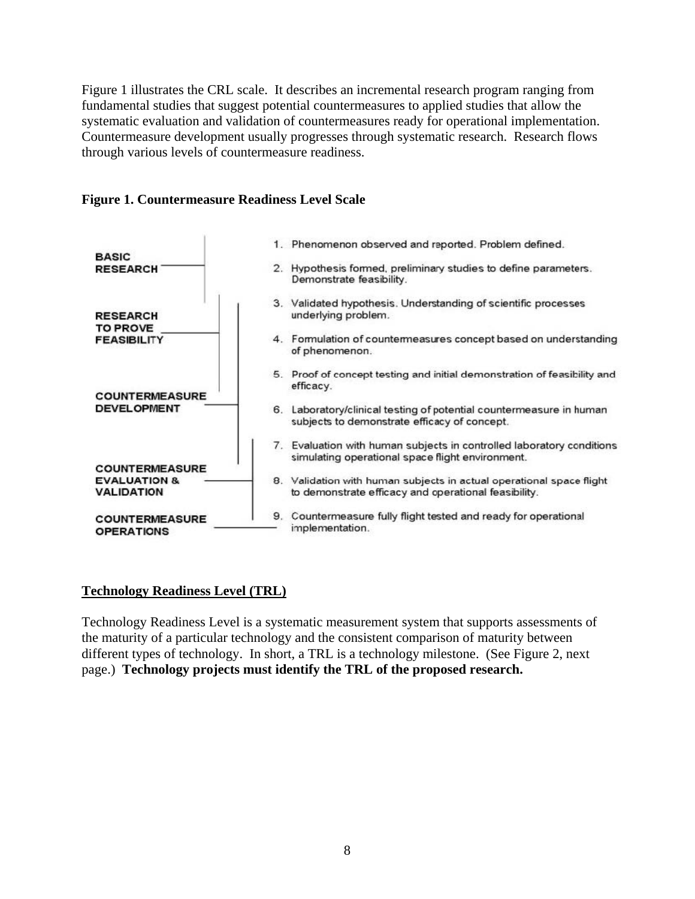Figure 1 illustrates the CRL scale. It describes an incremental research program ranging from fundamental studies that suggest potential countermeasures to applied studies that allow the systematic evaluation and validation of countermeasures ready for operational implementation. Countermeasure development usually progresses through systematic research. Research flows through various levels of countermeasure readiness.

**Figure 1. Countermeasure Readiness Level Scale**

**BASIC RESEARCH**

**RESEARCH TO PROVE FEASIBILITY**

**COUNTERMEASURE DEVELOPMENT**

**COUNTERMEASURE EVALUATION & VALIDATION**

**COUNTERMEASURE OPERATIONS**

1. Phenomenon observed and reported. Problem defined.
2. Hypothesis formed, preliminary studies to define parameters. Demonstrate feasibility.
3. Validated hypothesis. Understanding of scientific processes underlying problem.
4. Formulation of countermeasures concept based on understanding of phenomenon.
5. Proof of concept testing and initial demonstration of feasibility and efficacy.
6. Laboratory/clinical testing of potential countermeasure in human subjects to demonstrate efficacy of concept.
7. Evaluation with human subjects in controlled laboratory conditions simulating operational space flight environment.
8. Validation with human subjects in actual operational space flight to demonstrate efficacy and operational feasibility.
9. Countermeasure fully flight tested and ready for operational implementation.

## Technology Readiness Level (TRL)

Technology Readiness Level is a systematic measurement system that supports assessments of the maturity of a particular technology and the consistent comparison of maturity between different types of technology. In short, a TRL is a technology milestone. (See Figure 2, next page.) **Technology projects must identify the TRL of the proposed research.**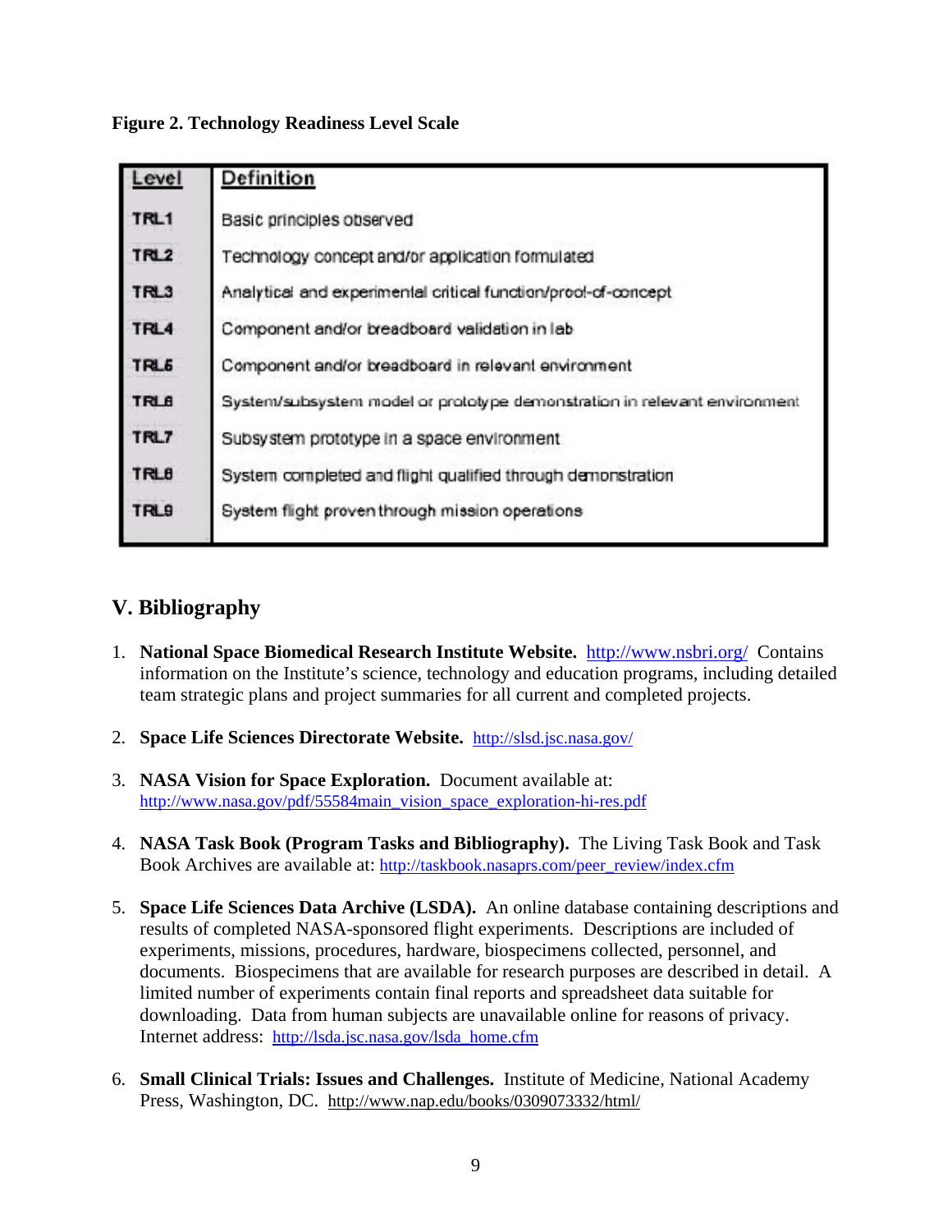**Figure 2. Technology Readiness Level Scale**

| Level | Definition |
| --- | --- |
| TRL1 | Basic principles observed |
| TRL2 | Technology concept and/or application formulated |
| TRL3 | Analytical and experimental critical function/proof-of-concept |
| TRL4 | Component and/or breadboard validation in lab |
| TRL5 | Component and/or breadboard in relevant environment |
| TRL6 | System/subsystem model or prototype demonstration in relevant environment |
| TRL7 | Subsystem prototype in a space environment |
| TRL8 | System completed and flight qualified through demonstration |
| TRL9 | System flight proven through mission operations |

## V. Bibliography

1. **National Space Biomedical Research Institute Website.** http://www.nsbri.org/ Contains information on the Institute's science, technology and education programs, including detailed team strategic plans and project summaries for all current and completed projects.

2. **Space Life Sciences Directorate Website.** http://slsd.jsc.nasa.gov/

3. **NASA Vision for Space Exploration.** Document available at: http://www.nasa.gov/pdf/55584main_vision_space_exploration-hi-res.pdf

4. **NASA Task Book (Program Tasks and Bibliography).** The Living Task Book and Task Book Archives are available at: http://taskbook.nasaprs.com/peer_review/index.cfm

5. **Space Life Sciences Data Archive (LSDA).** An online database containing descriptions and results of completed NASA-sponsored flight experiments. Descriptions are included of experiments, missions, procedures, hardware, biospecimens collected, personnel, and documents. Biospecimens that are available for research purposes are described in detail. A limited number of experiments contain final reports and spreadsheet data suitable for downloading. Data from human subjects are unavailable online for reasons of privacy. Internet address: http://lsda.jsc.nasa.gov/lsda_home.cfm

6. **Small Clinical Trials: Issues and Challenges.** Institute of Medicine, National Academy Press, Washington, DC. http://www.nap.edu/books/0309073332/html/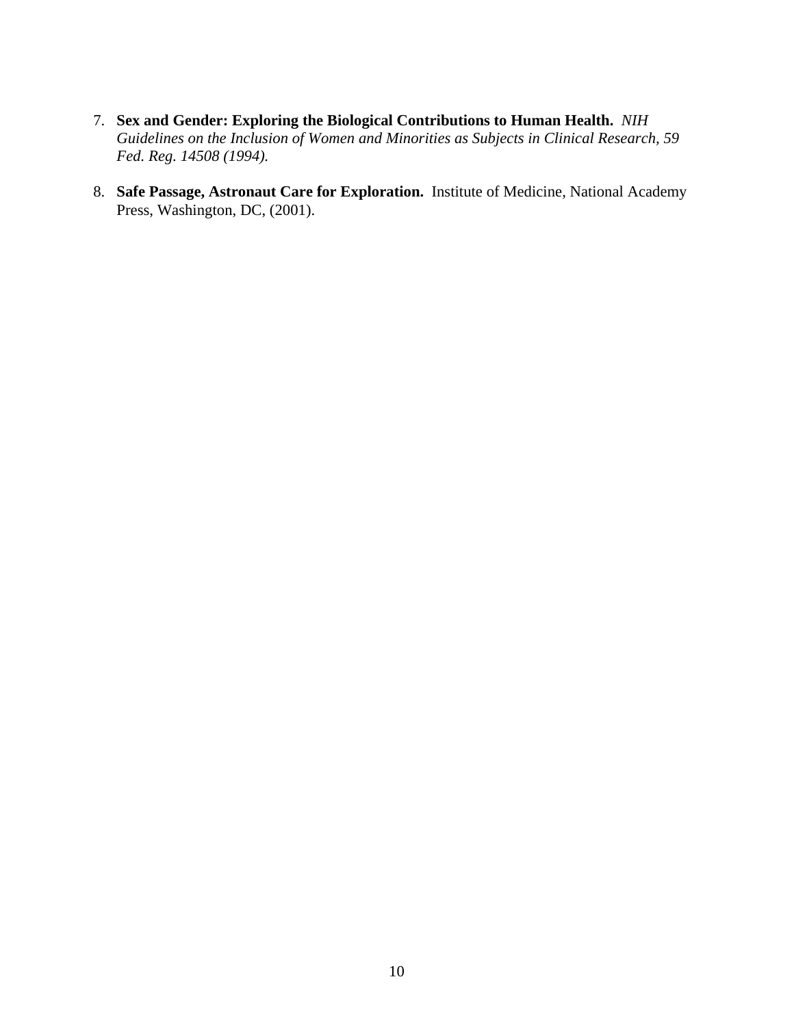7. **Sex and Gender: Exploring the Biological Contributions to Human Health.** *NIH Guidelines on the Inclusion of Women and Minorities as Subjects in Clinical Research, 59 Fed. Reg. 14508 (1994).*

8. **Safe Passage, Astronaut Care for Exploration.** Institute of Medicine, National Academy Press, Washington, DC, (2001).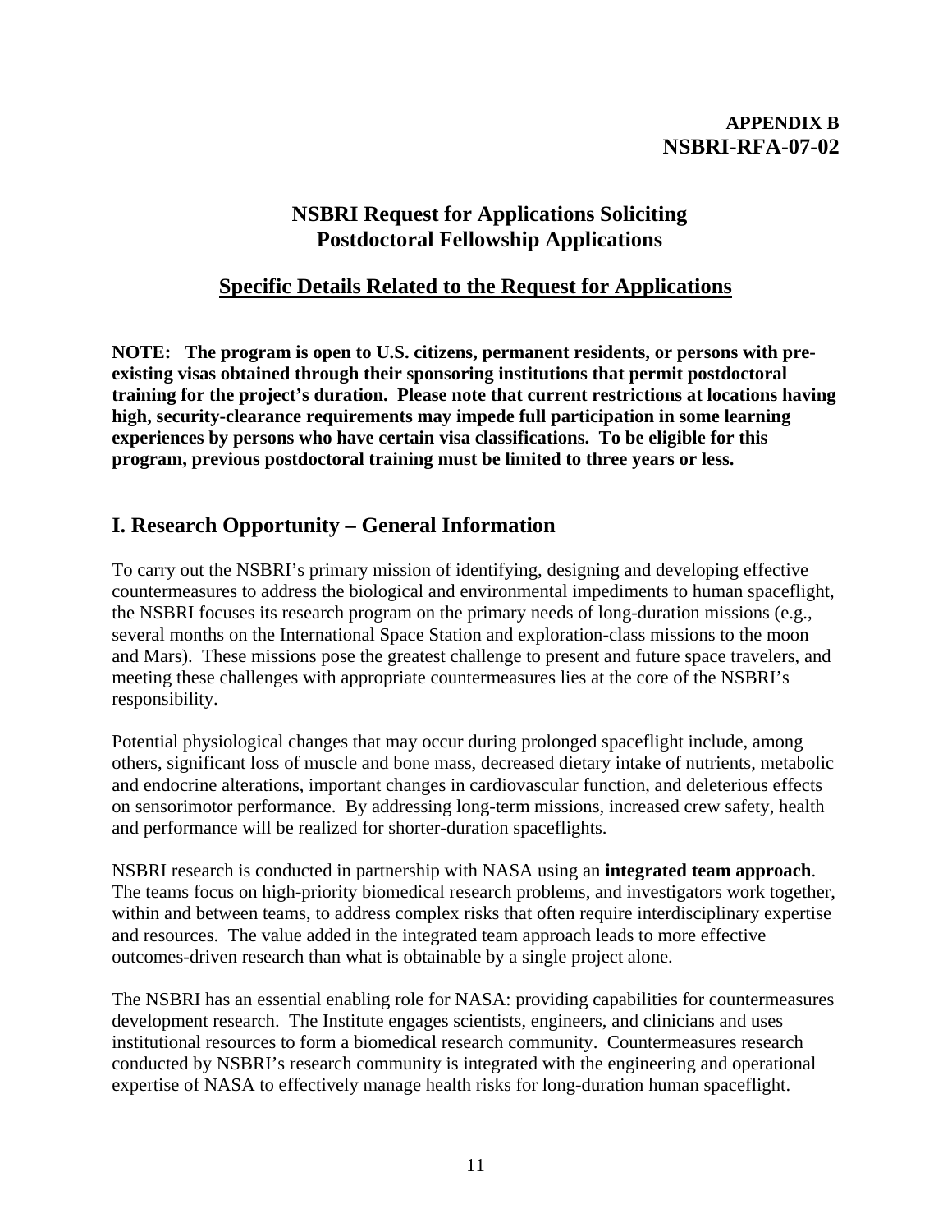**APPENDIX B**
**NSBRI-RFA-07-02**

## NSBRI Request for Applications Soliciting Postdoctoral Fellowship Applications

## Specific Details Related to the Request for Applications

**NOTE: The program is open to U.S. citizens, permanent residents, or persons with pre-existing visas obtained through their sponsoring institutions that permit postdoctoral training for the project's duration. Please note that current restrictions at locations having high, security-clearance requirements may impede full participation in some learning experiences by persons who have certain visa classifications. To be eligible for this program, previous postdoctoral training must be limited to three years or less.**

## I. Research Opportunity – General Information

To carry out the NSBRI's primary mission of identifying, designing and developing effective countermeasures to address the biological and environmental impediments to human spaceflight, the NSBRI focuses its research program on the primary needs of long-duration missions (e.g., several months on the International Space Station and exploration-class missions to the moon and Mars). These missions pose the greatest challenge to present and future space travelers, and meeting these challenges with appropriate countermeasures lies at the core of the NSBRI's responsibility.

Potential physiological changes that may occur during prolonged spaceflight include, among others, significant loss of muscle and bone mass, decreased dietary intake of nutrients, metabolic and endocrine alterations, important changes in cardiovascular function, and deleterious effects on sensorimotor performance. By addressing long-term missions, increased crew safety, health and performance will be realized for shorter-duration spaceflights.

NSBRI research is conducted in partnership with NASA using an **integrated team approach**. The teams focus on high-priority biomedical research problems, and investigators work together, within and between teams, to address complex risks that often require interdisciplinary expertise and resources. The value added in the integrated team approach leads to more effective outcomes-driven research than what is obtainable by a single project alone.

The NSBRI has an essential enabling role for NASA: providing capabilities for countermeasures development research. The Institute engages scientists, engineers, and clinicians and uses institutional resources to form a biomedical research community. Countermeasures research conducted by NSBRI's research community is integrated with the engineering and operational expertise of NASA to effectively manage health risks for long-duration human spaceflight.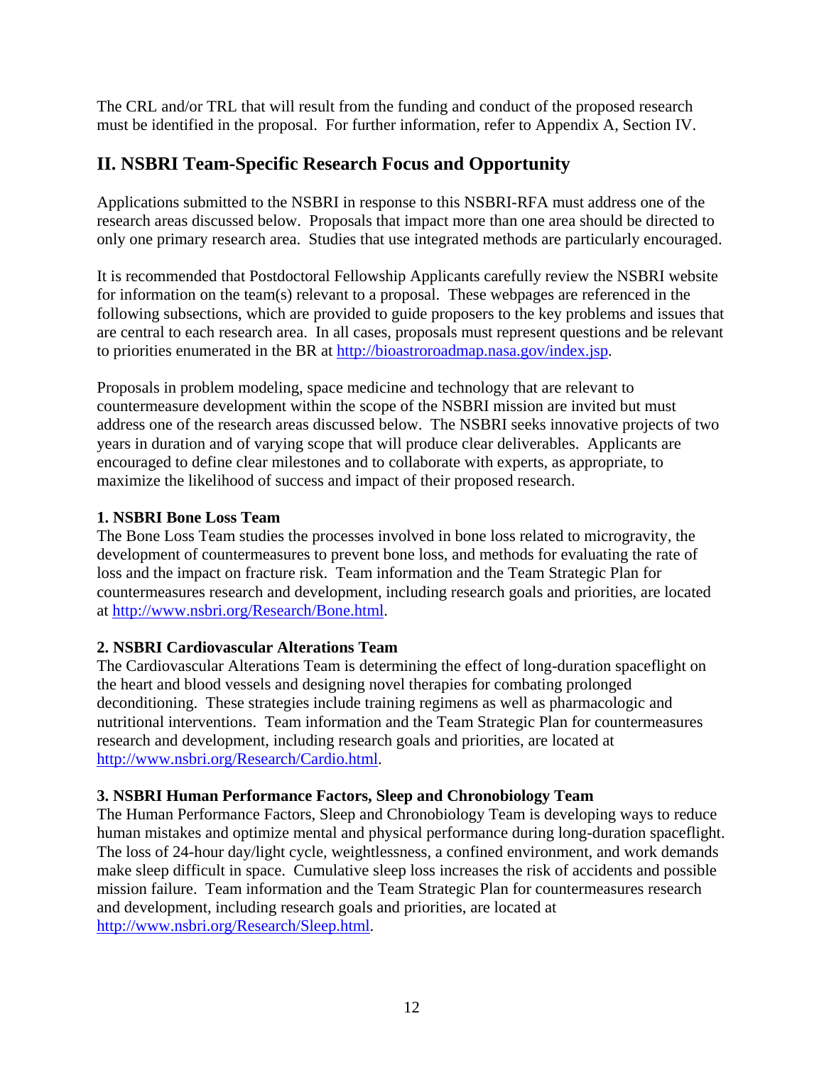The CRL and/or TRL that will result from the funding and conduct of the proposed research must be identified in the proposal. For further information, refer to Appendix A, Section IV.

## II. NSBRI Team-Specific Research Focus and Opportunity

Applications submitted to the NSBRI in response to this NSBRI-RFA must address one of the research areas discussed below. Proposals that impact more than one area should be directed to only one primary research area. Studies that use integrated methods are particularly encouraged.

It is recommended that Postdoctoral Fellowship Applicants carefully review the NSBRI website for information on the team(s) relevant to a proposal. These webpages are referenced in the following subsections, which are provided to guide proposers to the key problems and issues that are central to each research area. In all cases, proposals must represent questions and be relevant to priorities enumerated in the BR at http://bioastroroadmap.nasa.gov/index.jsp.

Proposals in problem modeling, space medicine and technology that are relevant to countermeasure development within the scope of the NSBRI mission are invited but must address one of the research areas discussed below. The NSBRI seeks innovative projects of two years in duration and of varying scope that will produce clear deliverables. Applicants are encouraged to define clear milestones and to collaborate with experts, as appropriate, to maximize the likelihood of success and impact of their proposed research.

**1. NSBRI Bone Loss Team**
The Bone Loss Team studies the processes involved in bone loss related to microgravity, the development of countermeasures to prevent bone loss, and methods for evaluating the rate of loss and the impact on fracture risk. Team information and the Team Strategic Plan for countermeasures research and development, including research goals and priorities, are located at http://www.nsbri.org/Research/Bone.html.

**2. NSBRI Cardiovascular Alterations Team**
The Cardiovascular Alterations Team is determining the effect of long-duration spaceflight on the heart and blood vessels and designing novel therapies for combating prolonged deconditioning. These strategies include training regimens as well as pharmacologic and nutritional interventions. Team information and the Team Strategic Plan for countermeasures research and development, including research goals and priorities, are located at http://www.nsbri.org/Research/Cardio.html.

**3. NSBRI Human Performance Factors, Sleep and Chronobiology Team**
The Human Performance Factors, Sleep and Chronobiology Team is developing ways to reduce human mistakes and optimize mental and physical performance during long-duration spaceflight. The loss of 24-hour day/light cycle, weightlessness, a confined environment, and work demands make sleep difficult in space. Cumulative sleep loss increases the risk of accidents and possible mission failure. Team information and the Team Strategic Plan for countermeasures research and development, including research goals and priorities, are located at http://www.nsbri.org/Research/Sleep.html.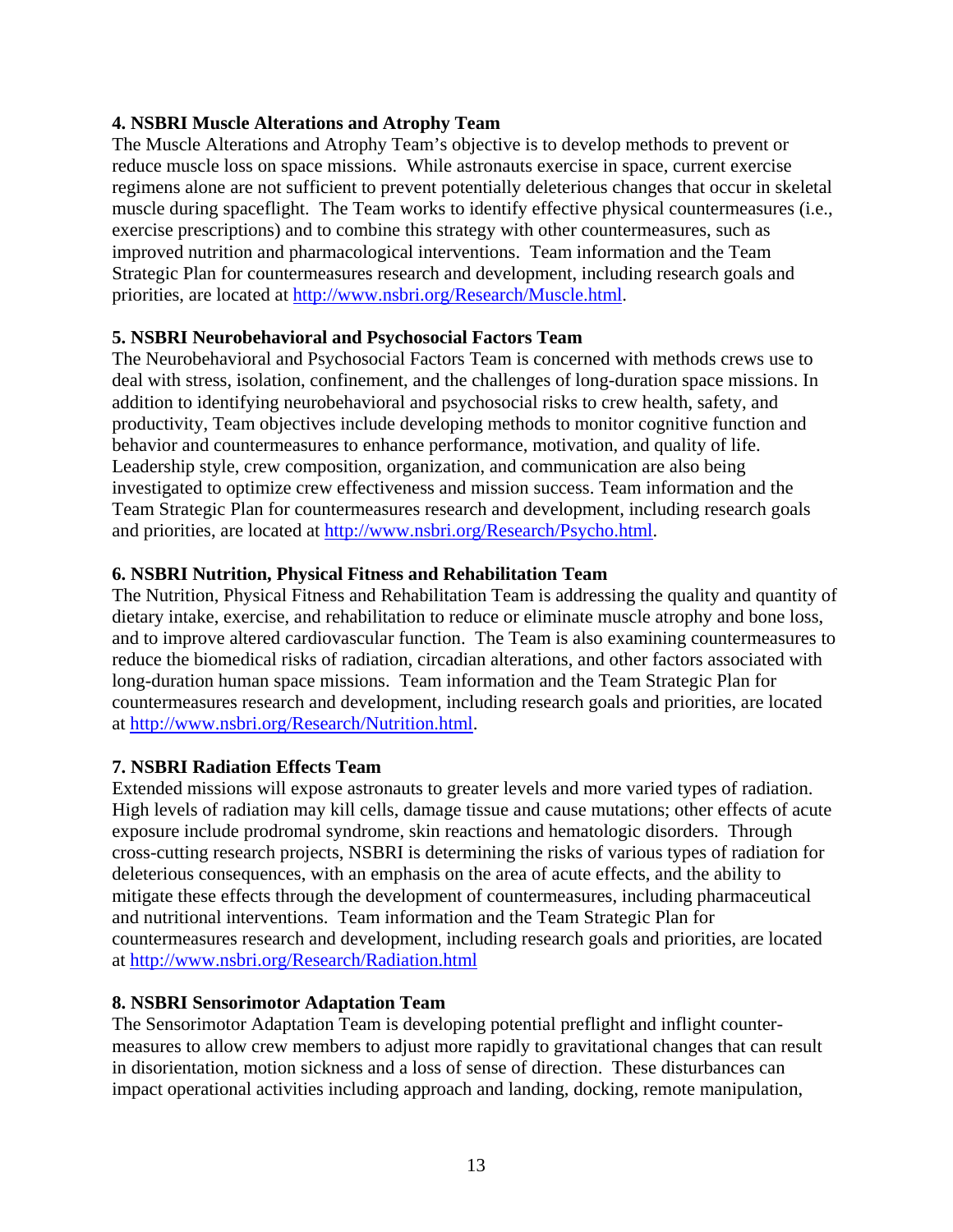**4. NSBRI Muscle Alterations and Atrophy Team**

The Muscle Alterations and Atrophy Team's objective is to develop methods to prevent or reduce muscle loss on space missions. While astronauts exercise in space, current exercise regimens alone are not sufficient to prevent potentially deleterious changes that occur in skeletal muscle during spaceflight. The Team works to identify effective physical countermeasures (i.e., exercise prescriptions) and to combine this strategy with other countermeasures, such as improved nutrition and pharmacological interventions. Team information and the Team Strategic Plan for countermeasures research and development, including research goals and priorities, are located at http://www.nsbri.org/Research/Muscle.html.

**5. NSBRI Neurobehavioral and Psychosocial Factors Team**

The Neurobehavioral and Psychosocial Factors Team is concerned with methods crews use to deal with stress, isolation, confinement, and the challenges of long-duration space missions. In addition to identifying neurobehavioral and psychosocial risks to crew health, safety, and productivity, Team objectives include developing methods to monitor cognitive function and behavior and countermeasures to enhance performance, motivation, and quality of life. Leadership style, crew composition, organization, and communication are also being investigated to optimize crew effectiveness and mission success. Team information and the Team Strategic Plan for countermeasures research and development, including research goals and priorities, are located at http://www.nsbri.org/Research/Psycho.html.

**6. NSBRI Nutrition, Physical Fitness and Rehabilitation Team**

The Nutrition, Physical Fitness and Rehabilitation Team is addressing the quality and quantity of dietary intake, exercise, and rehabilitation to reduce or eliminate muscle atrophy and bone loss, and to improve altered cardiovascular function. The Team is also examining countermeasures to reduce the biomedical risks of radiation, circadian alterations, and other factors associated with long-duration human space missions. Team information and the Team Strategic Plan for countermeasures research and development, including research goals and priorities, are located at http://www.nsbri.org/Research/Nutrition.html.

**7. NSBRI Radiation Effects Team**

Extended missions will expose astronauts to greater levels and more varied types of radiation. High levels of radiation may kill cells, damage tissue and cause mutations; other effects of acute exposure include prodromal syndrome, skin reactions and hematologic disorders. Through cross-cutting research projects, NSBRI is determining the risks of various types of radiation for deleterious consequences, with an emphasis on the area of acute effects, and the ability to mitigate these effects through the development of countermeasures, including pharmaceutical and nutritional interventions. Team information and the Team Strategic Plan for countermeasures research and development, including research goals and priorities, are located at http://www.nsbri.org/Research/Radiation.html

**8. NSBRI Sensorimotor Adaptation Team**

The Sensorimotor Adaptation Team is developing potential preflight and inflight counter-measures to allow crew members to adjust more rapidly to gravitational changes that can result in disorientation, motion sickness and a loss of sense of direction. These disturbances can impact operational activities including approach and landing, docking, remote manipulation,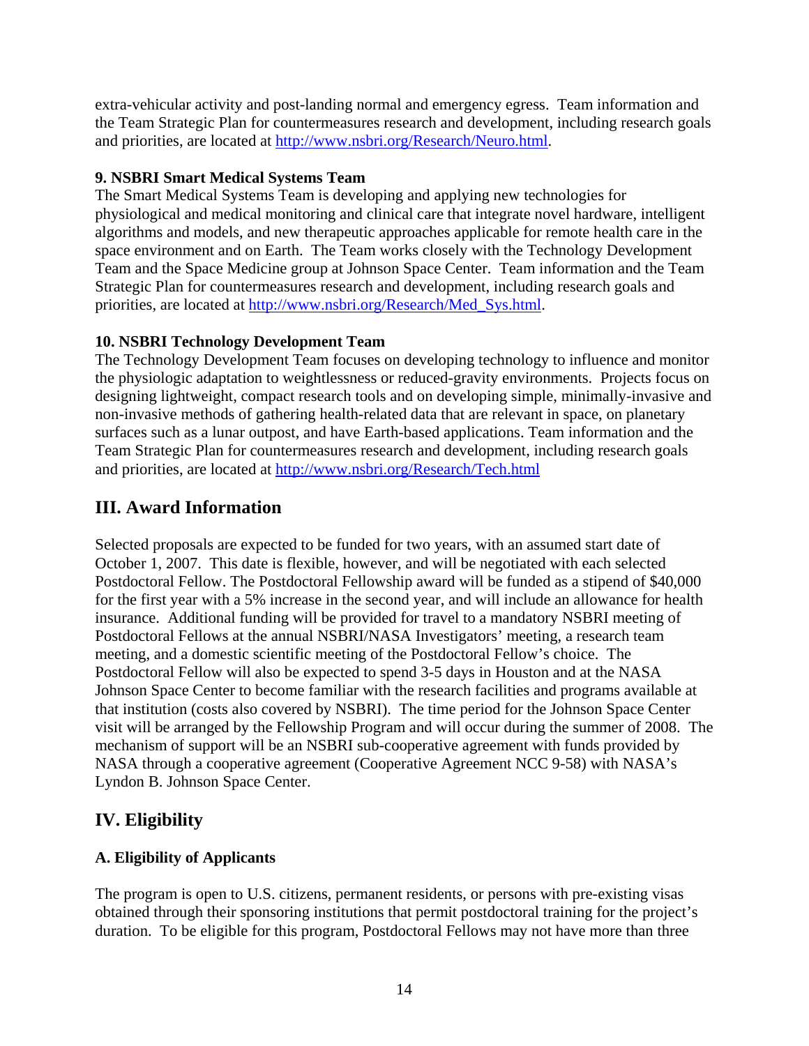extra-vehicular activity and post-landing normal and emergency egress. Team information and the Team Strategic Plan for countermeasures research and development, including research goals and priorities, are located at http://www.nsbri.org/Research/Neuro.html.

**9. NSBRI Smart Medical Systems Team**

The Smart Medical Systems Team is developing and applying new technologies for physiological and medical monitoring and clinical care that integrate novel hardware, intelligent algorithms and models, and new therapeutic approaches applicable for remote health care in the space environment and on Earth. The Team works closely with the Technology Development Team and the Space Medicine group at Johnson Space Center. Team information and the Team Strategic Plan for countermeasures research and development, including research goals and priorities, are located at http://www.nsbri.org/Research/Med_Sys.html.

**10. NSBRI Technology Development Team**

The Technology Development Team focuses on developing technology to influence and monitor the physiologic adaptation to weightlessness or reduced-gravity environments. Projects focus on designing lightweight, compact research tools and on developing simple, minimally-invasive and non-invasive methods of gathering health-related data that are relevant in space, on planetary surfaces such as a lunar outpost, and have Earth-based applications. Team information and the Team Strategic Plan for countermeasures research and development, including research goals and priorities, are located at http://www.nsbri.org/Research/Tech.html

## III. Award Information

Selected proposals are expected to be funded for two years, with an assumed start date of October 1, 2007. This date is flexible, however, and will be negotiated with each selected Postdoctoral Fellow. The Postdoctoral Fellowship award will be funded as a stipend of $40,000 for the first year with a 5% increase in the second year, and will include an allowance for health insurance. Additional funding will be provided for travel to a mandatory NSBRI meeting of Postdoctoral Fellows at the annual NSBRI/NASA Investigators' meeting, a research team meeting, and a domestic scientific meeting of the Postdoctoral Fellow's choice. The Postdoctoral Fellow will also be expected to spend 3-5 days in Houston and at the NASA Johnson Space Center to become familiar with the research facilities and programs available at that institution (costs also covered by NSBRI). The time period for the Johnson Space Center visit will be arranged by the Fellowship Program and will occur during the summer of 2008. The mechanism of support will be an NSBRI sub-cooperative agreement with funds provided by NASA through a cooperative agreement (Cooperative Agreement NCC 9-58) with NASA's Lyndon B. Johnson Space Center.

## IV. Eligibility

### A. Eligibility of Applicants

The program is open to U.S. citizens, permanent residents, or persons with pre-existing visas obtained through their sponsoring institutions that permit postdoctoral training for the project's duration. To be eligible for this program, Postdoctoral Fellows may not have more than three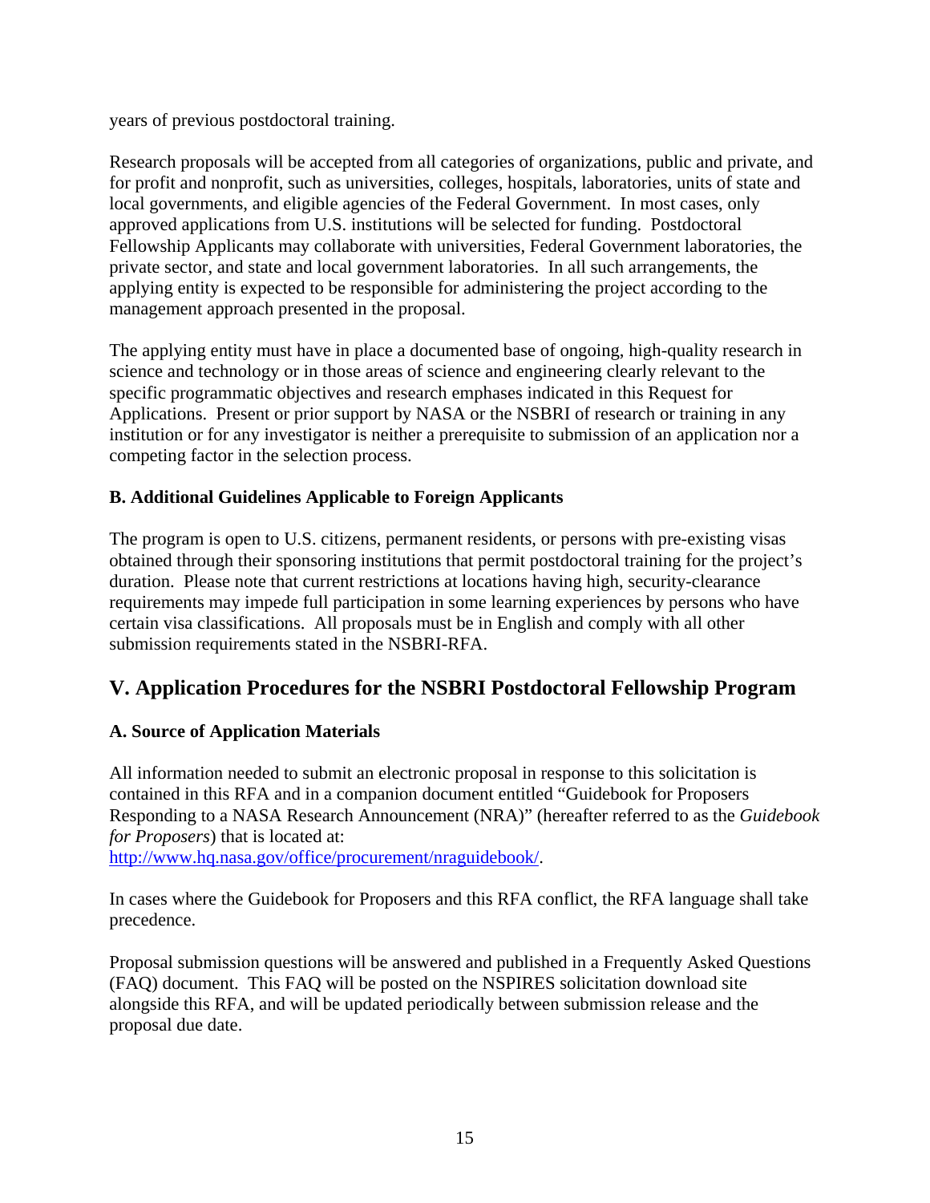years of previous postdoctoral training.

Research proposals will be accepted from all categories of organizations, public and private, and for profit and nonprofit, such as universities, colleges, hospitals, laboratories, units of state and local governments, and eligible agencies of the Federal Government. In most cases, only approved applications from U.S. institutions will be selected for funding. Postdoctoral Fellowship Applicants may collaborate with universities, Federal Government laboratories, the private sector, and state and local government laboratories. In all such arrangements, the applying entity is expected to be responsible for administering the project according to the management approach presented in the proposal.

The applying entity must have in place a documented base of ongoing, high-quality research in science and technology or in those areas of science and engineering clearly relevant to the specific programmatic objectives and research emphases indicated in this Request for Applications. Present or prior support by NASA or the NSBRI of research or training in any institution or for any investigator is neither a prerequisite to submission of an application nor a competing factor in the selection process.

### B. Additional Guidelines Applicable to Foreign Applicants

The program is open to U.S. citizens, permanent residents, or persons with pre-existing visas obtained through their sponsoring institutions that permit postdoctoral training for the project's duration. Please note that current restrictions at locations having high, security-clearance requirements may impede full participation in some learning experiences by persons who have certain visa classifications. All proposals must be in English and comply with all other submission requirements stated in the NSBRI-RFA.

## V. Application Procedures for the NSBRI Postdoctoral Fellowship Program

### A. Source of Application Materials

All information needed to submit an electronic proposal in response to this solicitation is contained in this RFA and in a companion document entitled "Guidebook for Proposers Responding to a NASA Research Announcement (NRA)" (hereafter referred to as the *Guidebook for Proposers*) that is located at:
http://www.hq.nasa.gov/office/procurement/nraguidebook/.

In cases where the Guidebook for Proposers and this RFA conflict, the RFA language shall take precedence.

Proposal submission questions will be answered and published in a Frequently Asked Questions (FAQ) document. This FAQ will be posted on the NSPIRES solicitation download site alongside this RFA, and will be updated periodically between submission release and the proposal due date.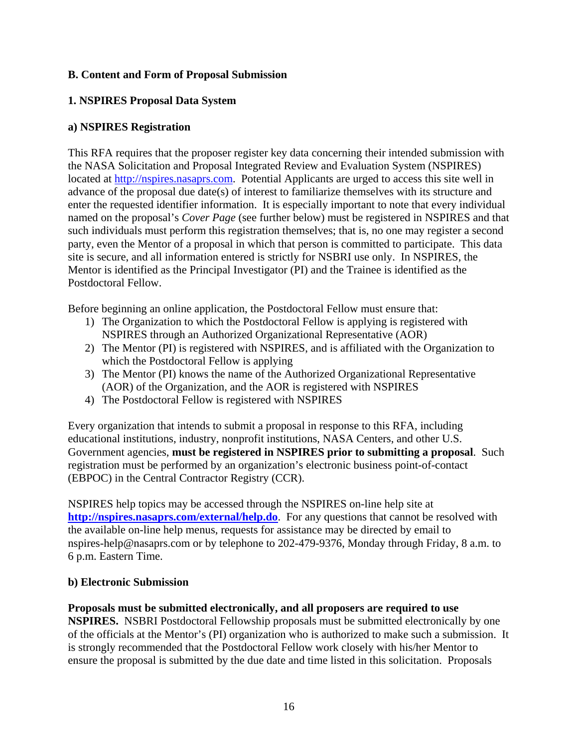## B. Content and Form of Proposal Submission

### 1. NSPIRES Proposal Data System

#### a) NSPIRES Registration

This RFA requires that the proposer register key data concerning their intended submission with the NASA Solicitation and Proposal Integrated Review and Evaluation System (NSPIRES) located at http://nspires.nasaprs.com. Potential Applicants are urged to access this site well in advance of the proposal due date(s) of interest to familiarize themselves with its structure and enter the requested identifier information. It is especially important to note that every individual named on the proposal's *Cover Page* (see further below) must be registered in NSPIRES and that such individuals must perform this registration themselves; that is, no one may register a second party, even the Mentor of a proposal in which that person is committed to participate. This data site is secure, and all information entered is strictly for NSBRI use only. In NSPIRES, the Mentor is identified as the Principal Investigator (PI) and the Trainee is identified as the Postdoctoral Fellow.

Before beginning an online application, the Postdoctoral Fellow must ensure that:

1) The Organization to which the Postdoctoral Fellow is applying is registered with NSPIRES through an Authorized Organizational Representative (AOR)
2) The Mentor (PI) is registered with NSPIRES, and is affiliated with the Organization to which the Postdoctoral Fellow is applying
3) The Mentor (PI) knows the name of the Authorized Organizational Representative (AOR) of the Organization, and the AOR is registered with NSPIRES
4) The Postdoctoral Fellow is registered with NSPIRES

Every organization that intends to submit a proposal in response to this RFA, including educational institutions, industry, nonprofit institutions, NASA Centers, and other U.S. Government agencies, **must be registered in NSPIRES prior to submitting a proposal**. Such registration must be performed by an organization's electronic business point-of-contact (EBPOC) in the Central Contractor Registry (CCR).

NSPIRES help topics may be accessed through the NSPIRES on-line help site at **http://nspires.nasaprs.com/external/help.do**. For any questions that cannot be resolved with the available on-line help menus, requests for assistance may be directed by email to nspires-help@nasaprs.com or by telephone to 202-479-9376, Monday through Friday, 8 a.m. to 6 p.m. Eastern Time.

#### b) Electronic Submission

**Proposals must be submitted electronically, and all proposers are required to use NSPIRES.** NSBRI Postdoctoral Fellowship proposals must be submitted electronically by one of the officials at the Mentor's (PI) organization who is authorized to make such a submission. It is strongly recommended that the Postdoctoral Fellow work closely with his/her Mentor to ensure the proposal is submitted by the due date and time listed in this solicitation. Proposals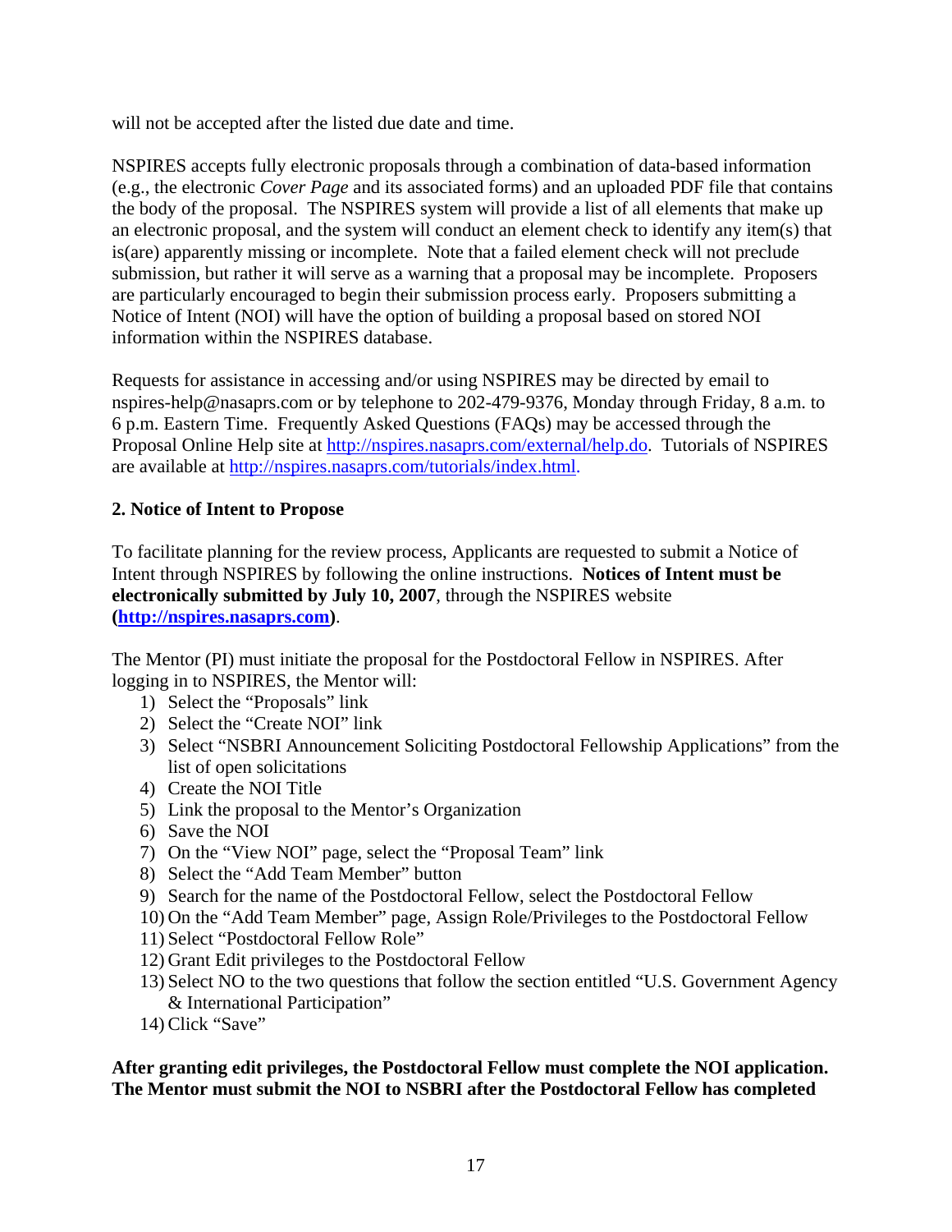will not be accepted after the listed due date and time.

NSPIRES accepts fully electronic proposals through a combination of data-based information (e.g., the electronic *Cover Page* and its associated forms) and an uploaded PDF file that contains the body of the proposal. The NSPIRES system will provide a list of all elements that make up an electronic proposal, and the system will conduct an element check to identify any item(s) that is(are) apparently missing or incomplete. Note that a failed element check will not preclude submission, but rather it will serve as a warning that a proposal may be incomplete. Proposers are particularly encouraged to begin their submission process early. Proposers submitting a Notice of Intent (NOI) will have the option of building a proposal based on stored NOI information within the NSPIRES database.

Requests for assistance in accessing and/or using NSPIRES may be directed by email to nspires-help@nasaprs.com or by telephone to 202-479-9376, Monday through Friday, 8 a.m. to 6 p.m. Eastern Time. Frequently Asked Questions (FAQs) may be accessed through the Proposal Online Help site at http://nspires.nasaprs.com/external/help.do. Tutorials of NSPIRES are available at http://nspires.nasaprs.com/tutorials/index.html.

**2. Notice of Intent to Propose**

To facilitate planning for the review process, Applicants are requested to submit a Notice of Intent through NSPIRES by following the online instructions. **Notices of Intent must be electronically submitted by July 10, 2007**, through the NSPIRES website **(http://nspires.nasaprs.com)**.

The Mentor (PI) must initiate the proposal for the Postdoctoral Fellow in NSPIRES. After logging in to NSPIRES, the Mentor will:

1) Select the "Proposals" link
2) Select the "Create NOI" link
3) Select "NSBRI Announcement Soliciting Postdoctoral Fellowship Applications" from the list of open solicitations
4) Create the NOI Title
5) Link the proposal to the Mentor's Organization
6) Save the NOI
7) On the "View NOI" page, select the "Proposal Team" link
8) Select the "Add Team Member" button
9) Search for the name of the Postdoctoral Fellow, select the Postdoctoral Fellow
10) On the "Add Team Member" page, Assign Role/Privileges to the Postdoctoral Fellow
11) Select "Postdoctoral Fellow Role"
12) Grant Edit privileges to the Postdoctoral Fellow
13) Select NO to the two questions that follow the section entitled "U.S. Government Agency & International Participation"
14) Click "Save"

**After granting edit privileges, the Postdoctoral Fellow must complete the NOI application. The Mentor must submit the NOI to NSBRI after the Postdoctoral Fellow has completed**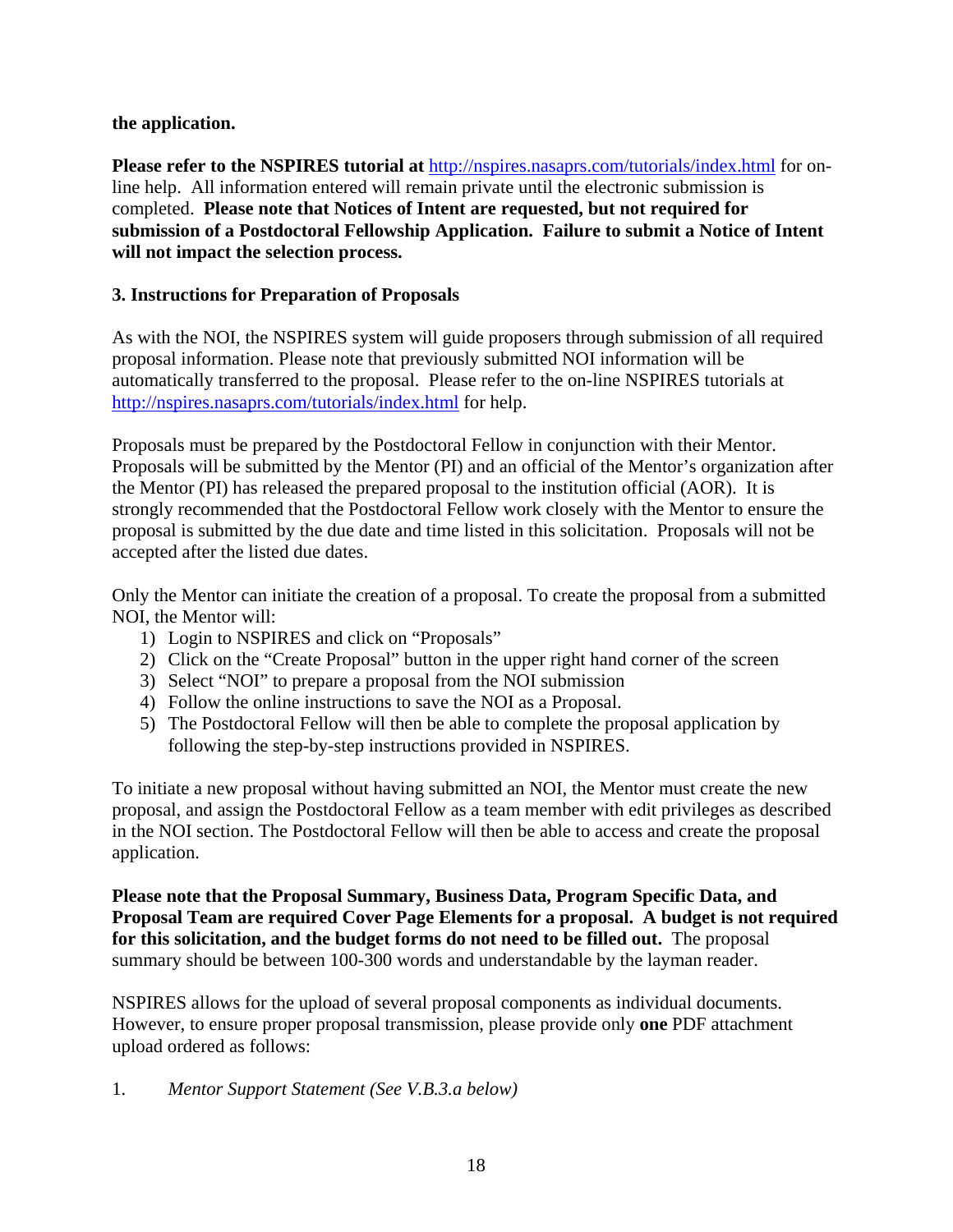**the application.**

**Please refer to the NSPIRES tutorial at** http://nspires.nasaprs.com/tutorials/index.html for on-line help. All information entered will remain private until the electronic submission is completed. **Please note that Notices of Intent are requested, but not required for submission of a Postdoctoral Fellowship Application. Failure to submit a Notice of Intent will not impact the selection process.**

### 3. Instructions for Preparation of Proposals

As with the NOI, the NSPIRES system will guide proposers through submission of all required proposal information. Please note that previously submitted NOI information will be automatically transferred to the proposal. Please refer to the on-line NSPIRES tutorials at http://nspires.nasaprs.com/tutorials/index.html for help.

Proposals must be prepared by the Postdoctoral Fellow in conjunction with their Mentor. Proposals will be submitted by the Mentor (PI) and an official of the Mentor's organization after the Mentor (PI) has released the prepared proposal to the institution official (AOR). It is strongly recommended that the Postdoctoral Fellow work closely with the Mentor to ensure the proposal is submitted by the due date and time listed in this solicitation. Proposals will not be accepted after the listed due dates.

Only the Mentor can initiate the creation of a proposal. To create the proposal from a submitted NOI, the Mentor will:

1) Login to NSPIRES and click on "Proposals"
2) Click on the "Create Proposal" button in the upper right hand corner of the screen
3) Select "NOI" to prepare a proposal from the NOI submission
4) Follow the online instructions to save the NOI as a Proposal.
5) The Postdoctoral Fellow will then be able to complete the proposal application by following the step-by-step instructions provided in NSPIRES.

To initiate a new proposal without having submitted an NOI, the Mentor must create the new proposal, and assign the Postdoctoral Fellow as a team member with edit privileges as described in the NOI section. The Postdoctoral Fellow will then be able to access and create the proposal application.

**Please note that the Proposal Summary, Business Data, Program Specific Data, and Proposal Team are required Cover Page Elements for a proposal. A budget is not required for this solicitation, and the budget forms do not need to be filled out.** The proposal summary should be between 100-300 words and understandable by the layman reader.

NSPIRES allows for the upload of several proposal components as individual documents. However, to ensure proper proposal transmission, please provide only **one** PDF attachment upload ordered as follows:

1. *Mentor Support Statement (See V.B.3.a below)*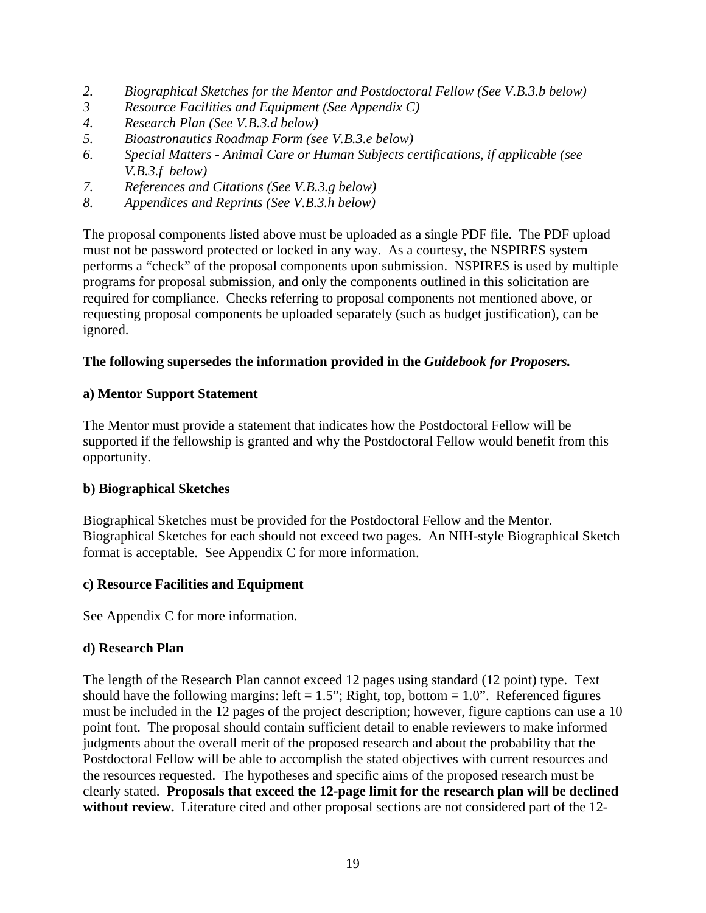2. *Biographical Sketches for the Mentor and Postdoctoral Fellow (See V.B.3.b below)*
3 *Resource Facilities and Equipment (See Appendix C)*
4. *Research Plan (See V.B.3.d below)*
5. *Bioastronautics Roadmap Form (see V.B.3.e below)*
6. *Special Matters - Animal Care or Human Subjects certifications, if applicable (see V.B.3.f below)*
7. *References and Citations (See V.B.3.g below)*
8. *Appendices and Reprints (See V.B.3.h below)*

The proposal components listed above must be uploaded as a single PDF file. The PDF upload must not be password protected or locked in any way. As a courtesy, the NSPIRES system performs a "check" of the proposal components upon submission. NSPIRES is used by multiple programs for proposal submission, and only the components outlined in this solicitation are required for compliance. Checks referring to proposal components not mentioned above, or requesting proposal components be uploaded separately (such as budget justification), can be ignored.

**The following supersedes the information provided in the *Guidebook for Proposers.***

**a) Mentor Support Statement**

The Mentor must provide a statement that indicates how the Postdoctoral Fellow will be supported if the fellowship is granted and why the Postdoctoral Fellow would benefit from this opportunity.

**b) Biographical Sketches**

Biographical Sketches must be provided for the Postdoctoral Fellow and the Mentor. Biographical Sketches for each should not exceed two pages. An NIH-style Biographical Sketch format is acceptable. See Appendix C for more information.

**c) Resource Facilities and Equipment**

See Appendix C for more information.

**d) Research Plan**

The length of the Research Plan cannot exceed 12 pages using standard (12 point) type. Text should have the following margins: left = 1.5"; Right, top, bottom = 1.0". Referenced figures must be included in the 12 pages of the project description; however, figure captions can use a 10 point font. The proposal should contain sufficient detail to enable reviewers to make informed judgments about the overall merit of the proposed research and about the probability that the Postdoctoral Fellow will be able to accomplish the stated objectives with current resources and the resources requested. The hypotheses and specific aims of the proposed research must be clearly stated. **Proposals that exceed the 12-page limit for the research plan will be declined without review.** Literature cited and other proposal sections are not considered part of the 12-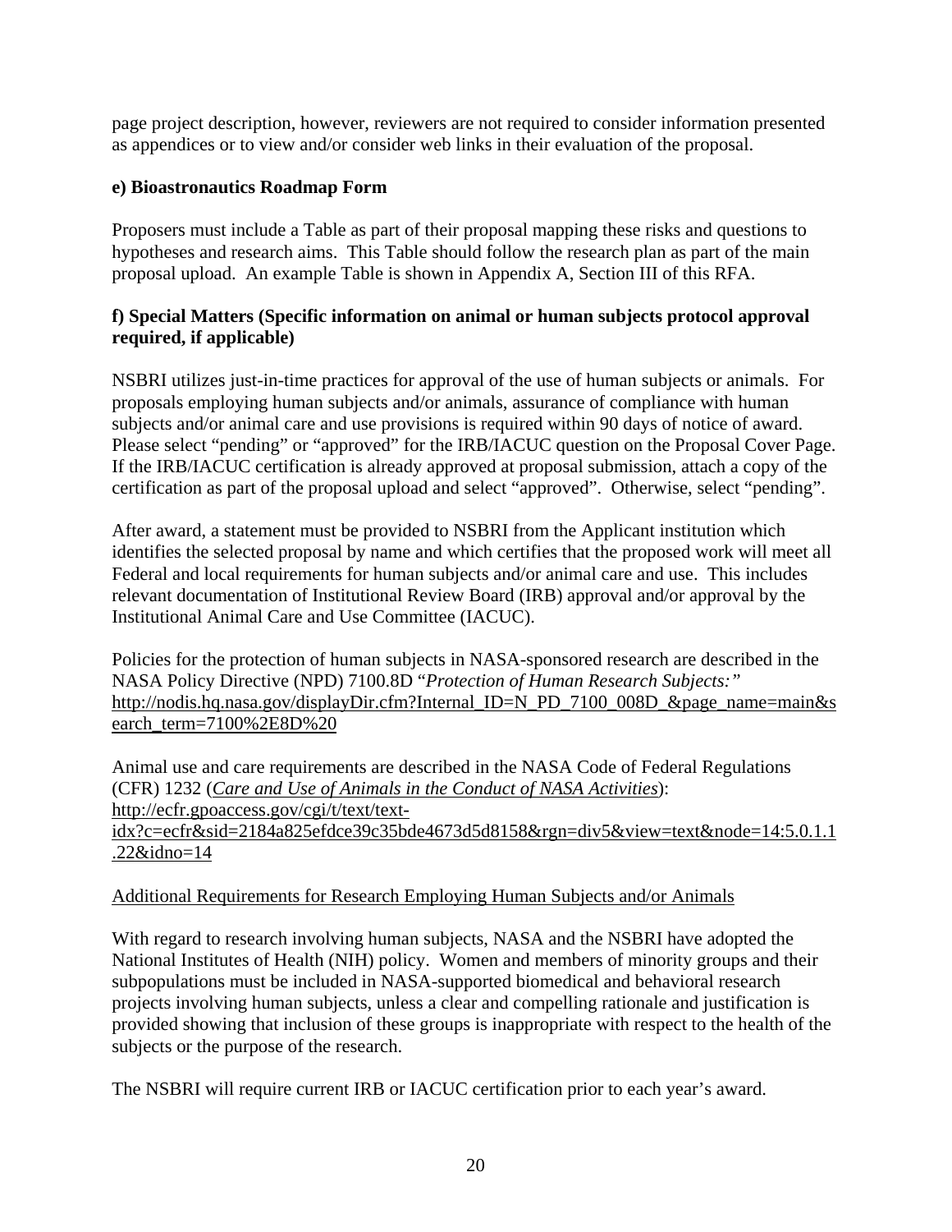page project description, however, reviewers are not required to consider information presented as appendices or to view and/or consider web links in their evaluation of the proposal.

**e) Bioastronautics Roadmap Form**

Proposers must include a Table as part of their proposal mapping these risks and questions to hypotheses and research aims. This Table should follow the research plan as part of the main proposal upload. An example Table is shown in Appendix A, Section III of this RFA.

**f) Special Matters (Specific information on animal or human subjects protocol approval required, if applicable)**

NSBRI utilizes just-in-time practices for approval of the use of human subjects or animals. For proposals employing human subjects and/or animals, assurance of compliance with human subjects and/or animal care and use provisions is required within 90 days of notice of award. Please select "pending" or "approved" for the IRB/IACUC question on the Proposal Cover Page. If the IRB/IACUC certification is already approved at proposal submission, attach a copy of the certification as part of the proposal upload and select "approved". Otherwise, select "pending".

After award, a statement must be provided to NSBRI from the Applicant institution which identifies the selected proposal by name and which certifies that the proposed work will meet all Federal and local requirements for human subjects and/or animal care and use. This includes relevant documentation of Institutional Review Board (IRB) approval and/or approval by the Institutional Animal Care and Use Committee (IACUC).

Policies for the protection of human subjects in NASA-sponsored research are described in the NASA Policy Directive (NPD) 7100.8D "*Protection of Human Research Subjects:*" http://nodis.hq.nasa.gov/displayDir.cfm?Internal_ID=N_PD_7100_008D_&page_name=main&search_term=7100%2E8D%20

Animal use and care requirements are described in the NASA Code of Federal Regulations (CFR) 1232 (*Care and Use of Animals in the Conduct of NASA Activities*): http://ecfr.gpoaccess.gov/cgi/t/text/text-idx?c=ecfr&sid=2184a825efdce39c35bde4673d5d8158&rgn=div5&view=text&node=14:5.0.1.1.22&idno=14

Additional Requirements for Research Employing Human Subjects and/or Animals

With regard to research involving human subjects, NASA and the NSBRI have adopted the National Institutes of Health (NIH) policy. Women and members of minority groups and their subpopulations must be included in NASA-supported biomedical and behavioral research projects involving human subjects, unless a clear and compelling rationale and justification is provided showing that inclusion of these groups is inappropriate with respect to the health of the subjects or the purpose of the research.

The NSBRI will require current IRB or IACUC certification prior to each year's award.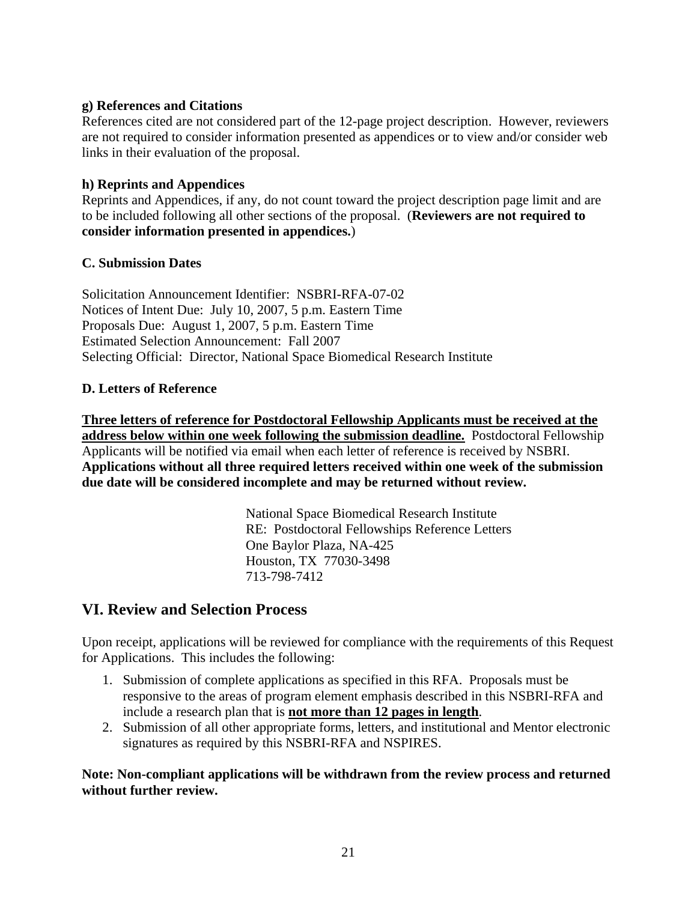**g) References and Citations**

References cited are not considered part of the 12-page project description. However, reviewers are not required to consider information presented as appendices or to view and/or consider web links in their evaluation of the proposal.

**h) Reprints and Appendices**

Reprints and Appendices, if any, do not count toward the project description page limit and are to be included following all other sections of the proposal. (**Reviewers are not required to consider information presented in appendices.**)

**C. Submission Dates**

Solicitation Announcement Identifier: NSBRI-RFA-07-02
Notices of Intent Due: July 10, 2007, 5 p.m. Eastern Time
Proposals Due: August 1, 2007, 5 p.m. Eastern Time
Estimated Selection Announcement: Fall 2007
Selecting Official: Director, National Space Biomedical Research Institute

**D. Letters of Reference**

**Three letters of reference for Postdoctoral Fellowship Applicants must be received at the address below within one week following the submission deadline.** Postdoctoral Fellowship Applicants will be notified via email when each letter of reference is received by NSBRI. **Applications without all three required letters received within one week of the submission due date will be considered incomplete and may be returned without review.**

National Space Biomedical Research Institute
RE: Postdoctoral Fellowships Reference Letters
One Baylor Plaza, NA-425
Houston, TX 77030-3498
713-798-7412

## VI. Review and Selection Process

Upon receipt, applications will be reviewed for compliance with the requirements of this Request for Applications. This includes the following:

1. Submission of complete applications as specified in this RFA. Proposals must be responsive to the areas of program element emphasis described in this NSBRI-RFA and include a research plan that is **not more than 12 pages in length**.
2. Submission of all other appropriate forms, letters, and institutional and Mentor electronic signatures as required by this NSBRI-RFA and NSPIRES.

**Note: Non-compliant applications will be withdrawn from the review process and returned without further review.**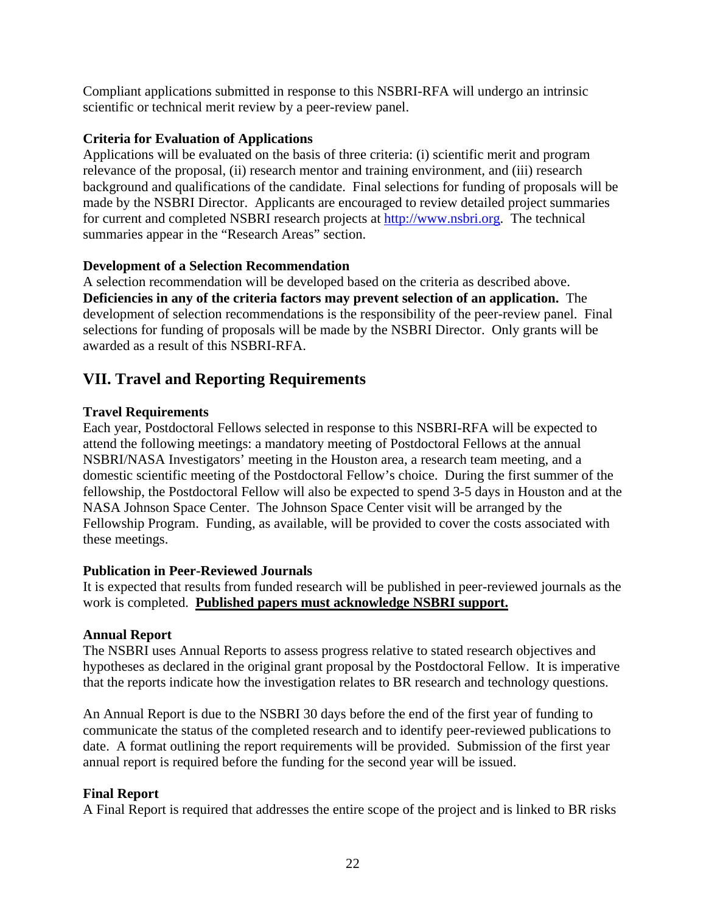Compliant applications submitted in response to this NSBRI-RFA will undergo an intrinsic scientific or technical merit review by a peer-review panel.

**Criteria for Evaluation of Applications**

Applications will be evaluated on the basis of three criteria: (i) scientific merit and program relevance of the proposal, (ii) research mentor and training environment, and (iii) research background and qualifications of the candidate. Final selections for funding of proposals will be made by the NSBRI Director. Applicants are encouraged to review detailed project summaries for current and completed NSBRI research projects at [http://www.nsbri.org](http://www.nsbri.org). The technical summaries appear in the "Research Areas" section.

**Development of a Selection Recommendation**

A selection recommendation will be developed based on the criteria as described above. **Deficiencies in any of the criteria factors may prevent selection of an application.** The development of selection recommendations is the responsibility of the peer-review panel. Final selections for funding of proposals will be made by the NSBRI Director. Only grants will be awarded as a result of this NSBRI-RFA.

## VII. Travel and Reporting Requirements

**Travel Requirements**

Each year, Postdoctoral Fellows selected in response to this NSBRI-RFA will be expected to attend the following meetings: a mandatory meeting of Postdoctoral Fellows at the annual NSBRI/NASA Investigators' meeting in the Houston area, a research team meeting, and a domestic scientific meeting of the Postdoctoral Fellow's choice. During the first summer of the fellowship, the Postdoctoral Fellow will also be expected to spend 3-5 days in Houston and at the NASA Johnson Space Center. The Johnson Space Center visit will be arranged by the Fellowship Program. Funding, as available, will be provided to cover the costs associated with these meetings.

**Publication in Peer-Reviewed Journals**

It is expected that results from funded research will be published in peer-reviewed journals as the work is completed. **<u>Published papers must acknowledge NSBRI support.</u>**

**Annual Report**

The NSBRI uses Annual Reports to assess progress relative to stated research objectives and hypotheses as declared in the original grant proposal by the Postdoctoral Fellow. It is imperative that the reports indicate how the investigation relates to BR research and technology questions.

An Annual Report is due to the NSBRI 30 days before the end of the first year of funding to communicate the status of the completed research and to identify peer-reviewed publications to date. A format outlining the report requirements will be provided. Submission of the first year annual report is required before the funding for the second year will be issued.

**Final Report**

A Final Report is required that addresses the entire scope of the project and is linked to BR risks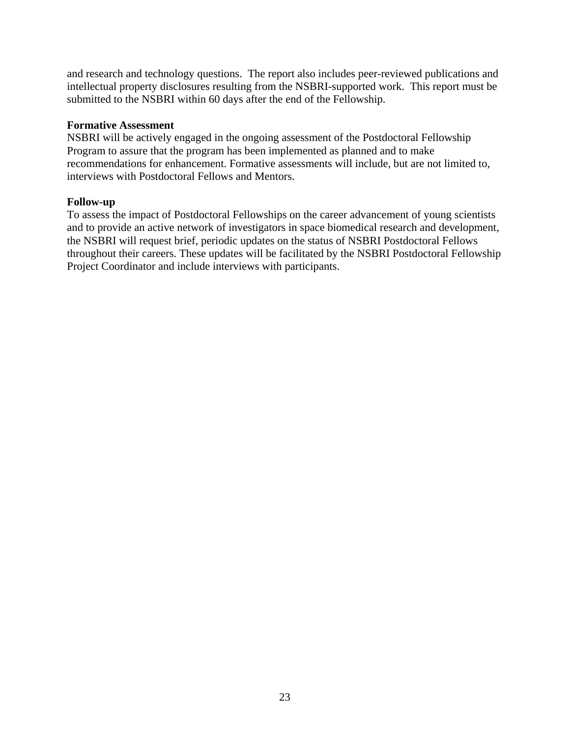and research and technology questions. The report also includes peer-reviewed publications and intellectual property disclosures resulting from the NSBRI-supported work. This report must be submitted to the NSBRI within 60 days after the end of the Fellowship.

**Formative Assessment**

NSBRI will be actively engaged in the ongoing assessment of the Postdoctoral Fellowship Program to assure that the program has been implemented as planned and to make recommendations for enhancement. Formative assessments will include, but are not limited to, interviews with Postdoctoral Fellows and Mentors.

**Follow-up**

To assess the impact of Postdoctoral Fellowships on the career advancement of young scientists and to provide an active network of investigators in space biomedical research and development, the NSBRI will request brief, periodic updates on the status of NSBRI Postdoctoral Fellows throughout their careers. These updates will be facilitated by the NSBRI Postdoctoral Fellowship Project Coordinator and include interviews with participants.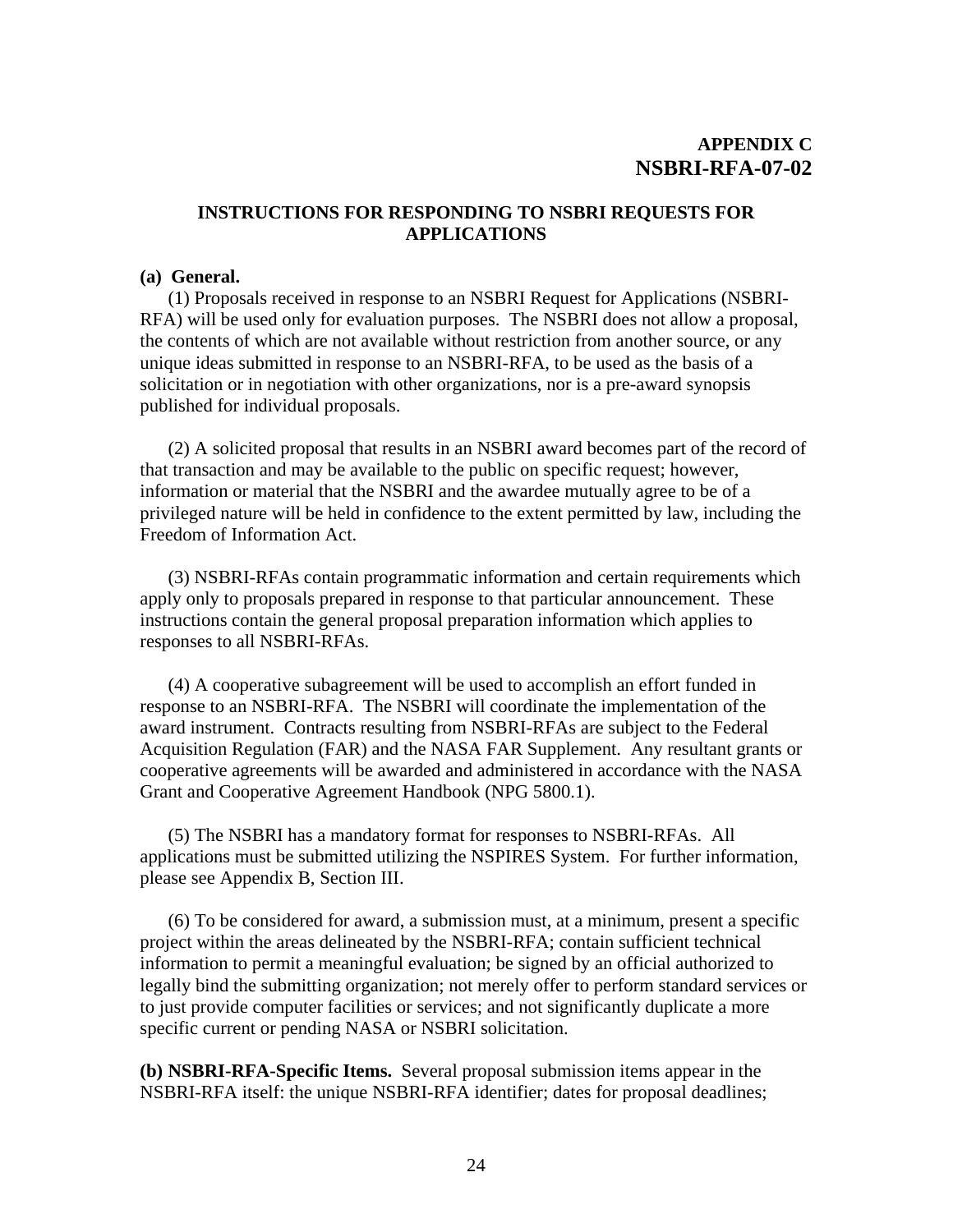**APPENDIX C**
**NSBRI-RFA-07-02**

## INSTRUCTIONS FOR RESPONDING TO NSBRI REQUESTS FOR APPLICATIONS

**(a) General.**

(1) Proposals received in response to an NSBRI Request for Applications (NSBRI-RFA) will be used only for evaluation purposes. The NSBRI does not allow a proposal, the contents of which are not available without restriction from another source, or any unique ideas submitted in response to an NSBRI-RFA, to be used as the basis of a solicitation or in negotiation with other organizations, nor is a pre-award synopsis published for individual proposals.

(2) A solicited proposal that results in an NSBRI award becomes part of the record of that transaction and may be available to the public on specific request; however, information or material that the NSBRI and the awardee mutually agree to be of a privileged nature will be held in confidence to the extent permitted by law, including the Freedom of Information Act.

(3) NSBRI-RFAs contain programmatic information and certain requirements which apply only to proposals prepared in response to that particular announcement. These instructions contain the general proposal preparation information which applies to responses to all NSBRI-RFAs.

(4) A cooperative subagreement will be used to accomplish an effort funded in response to an NSBRI-RFA. The NSBRI will coordinate the implementation of the award instrument. Contracts resulting from NSBRI-RFAs are subject to the Federal Acquisition Regulation (FAR) and the NASA FAR Supplement. Any resultant grants or cooperative agreements will be awarded and administered in accordance with the NASA Grant and Cooperative Agreement Handbook (NPG 5800.1).

(5) The NSBRI has a mandatory format for responses to NSBRI-RFAs. All applications must be submitted utilizing the NSPIRES System. For further information, please see Appendix B, Section III.

(6) To be considered for award, a submission must, at a minimum, present a specific project within the areas delineated by the NSBRI-RFA; contain sufficient technical information to permit a meaningful evaluation; be signed by an official authorized to legally bind the submitting organization; not merely offer to perform standard services or to just provide computer facilities or services; and not significantly duplicate a more specific current or pending NASA or NSBRI solicitation.

**(b) NSBRI-RFA-Specific Items.** Several proposal submission items appear in the NSBRI-RFA itself: the unique NSBRI-RFA identifier; dates for proposal deadlines;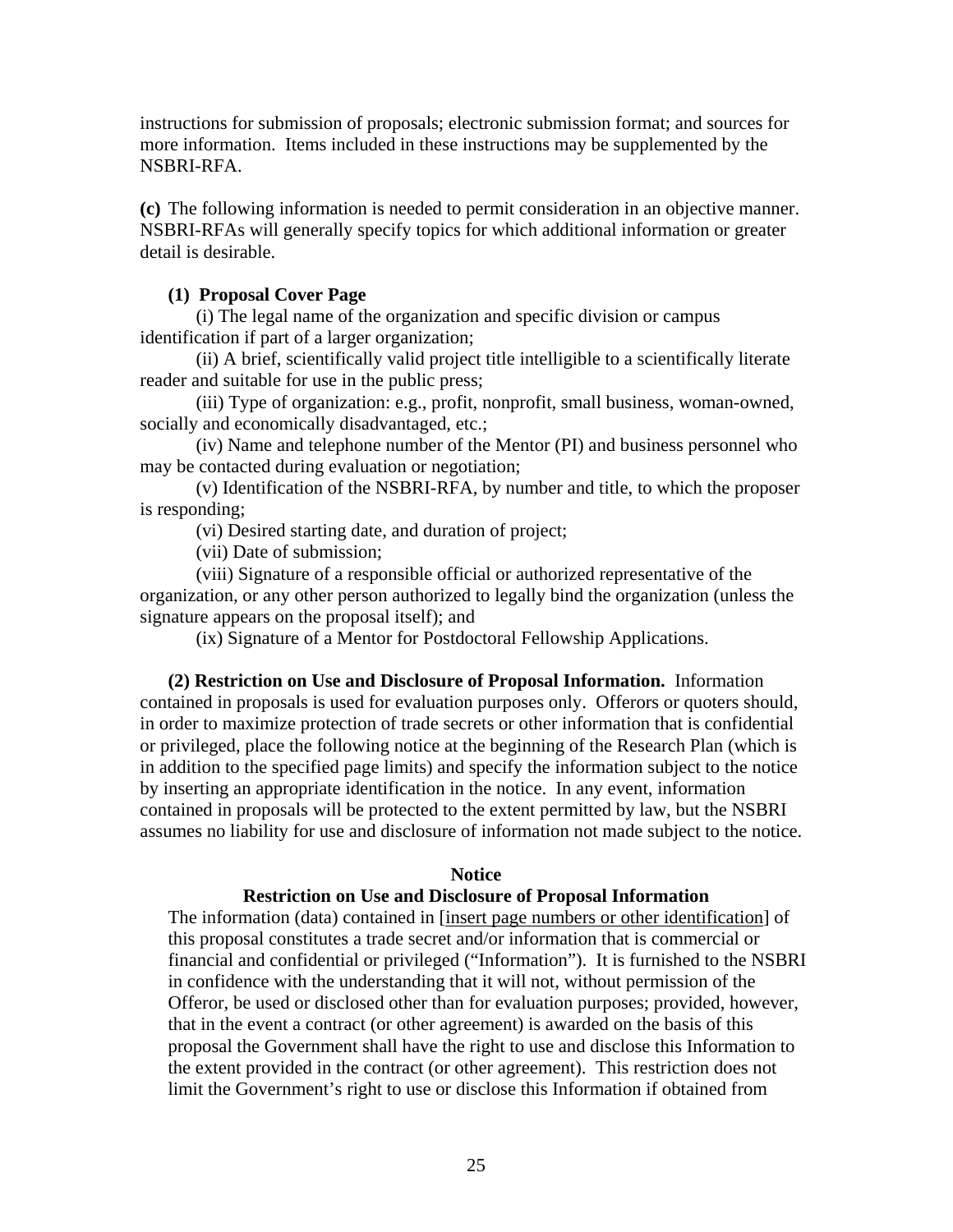instructions for submission of proposals; electronic submission format; and sources for more information. Items included in these instructions may be supplemented by the NSBRI-RFA.

**(c)** The following information is needed to permit consideration in an objective manner. NSBRI-RFAs will generally specify topics for which additional information or greater detail is desirable.

**(1) Proposal Cover Page**

(i) The legal name of the organization and specific division or campus identification if part of a larger organization;

(ii) A brief, scientifically valid project title intelligible to a scientifically literate reader and suitable for use in the public press;

(iii) Type of organization: e.g., profit, nonprofit, small business, woman-owned, socially and economically disadvantaged, etc.;

(iv) Name and telephone number of the Mentor (PI) and business personnel who may be contacted during evaluation or negotiation;

(v) Identification of the NSBRI-RFA, by number and title, to which the proposer is responding;

(vi) Desired starting date, and duration of project;

(vii) Date of submission;

(viii) Signature of a responsible official or authorized representative of the organization, or any other person authorized to legally bind the organization (unless the signature appears on the proposal itself); and

(ix) Signature of a Mentor for Postdoctoral Fellowship Applications.

**(2) Restriction on Use and Disclosure of Proposal Information.** Information contained in proposals is used for evaluation purposes only. Offerors or quoters should, in order to maximize protection of trade secrets or other information that is confidential or privileged, place the following notice at the beginning of the Research Plan (which is in addition to the specified page limits) and specify the information subject to the notice by inserting an appropriate identification in the notice. In any event, information contained in proposals will be protected to the extent permitted by law, but the NSBRI assumes no liability for use and disclosure of information not made subject to the notice.

**Notice**

**Restriction on Use and Disclosure of Proposal Information**

The information (data) contained in [insert page numbers or other identification] of this proposal constitutes a trade secret and/or information that is commercial or financial and confidential or privileged ("Information"). It is furnished to the NSBRI in confidence with the understanding that it will not, without permission of the Offeror, be used or disclosed other than for evaluation purposes; provided, however, that in the event a contract (or other agreement) is awarded on the basis of this proposal the Government shall have the right to use and disclose this Information to the extent provided in the contract (or other agreement). This restriction does not limit the Government's right to use or disclose this Information if obtained from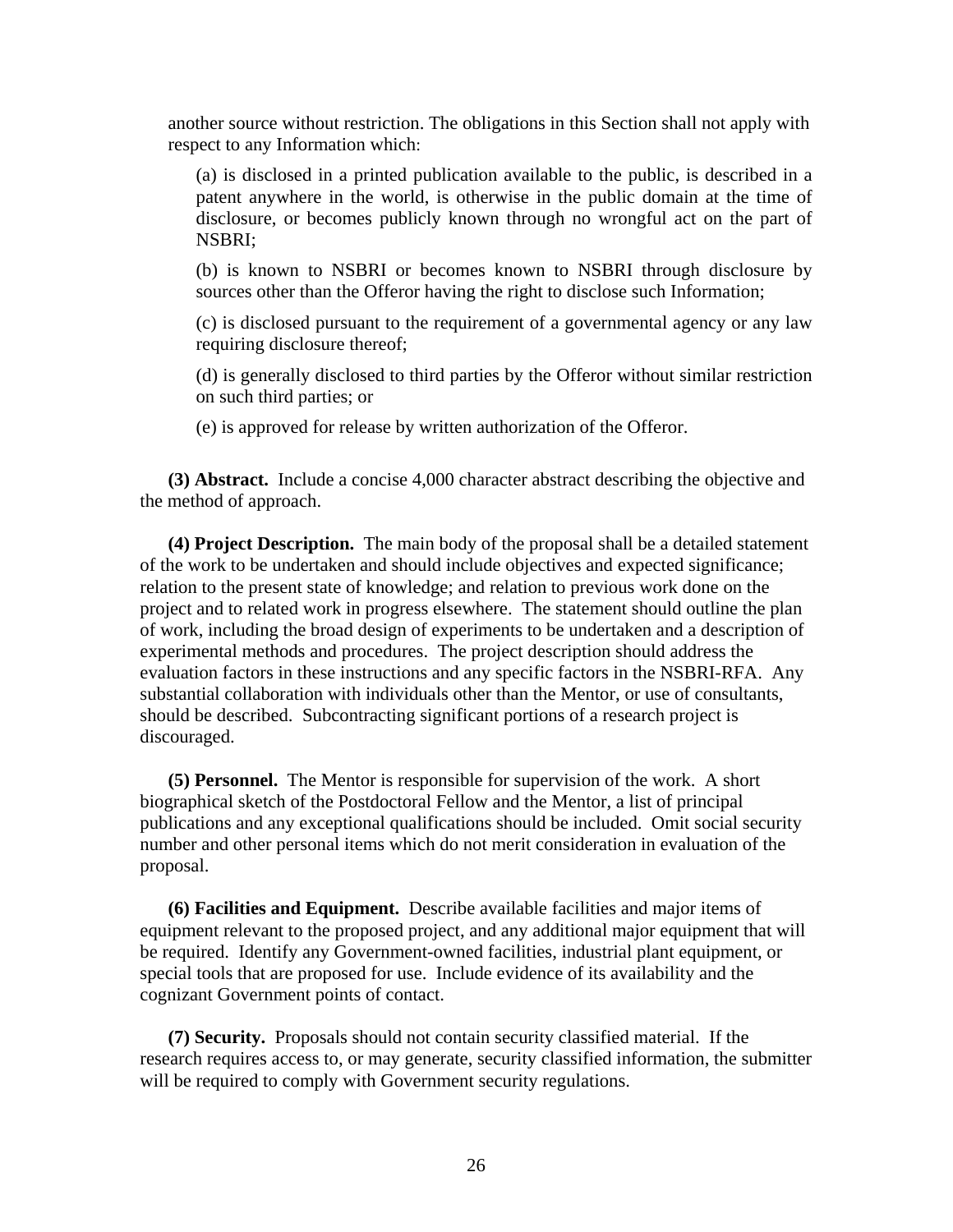another source without restriction. The obligations in this Section shall not apply with respect to any Information which:

(a) is disclosed in a printed publication available to the public, is described in a patent anywhere in the world, is otherwise in the public domain at the time of disclosure, or becomes publicly known through no wrongful act on the part of NSBRI;

(b) is known to NSBRI or becomes known to NSBRI through disclosure by sources other than the Offeror having the right to disclose such Information;

(c) is disclosed pursuant to the requirement of a governmental agency or any law requiring disclosure thereof;

(d) is generally disclosed to third parties by the Offeror without similar restriction on such third parties; or

(e) is approved for release by written authorization of the Offeror.

**(3) Abstract.** Include a concise 4,000 character abstract describing the objective and the method of approach.

**(4) Project Description.** The main body of the proposal shall be a detailed statement of the work to be undertaken and should include objectives and expected significance; relation to the present state of knowledge; and relation to previous work done on the project and to related work in progress elsewhere. The statement should outline the plan of work, including the broad design of experiments to be undertaken and a description of experimental methods and procedures. The project description should address the evaluation factors in these instructions and any specific factors in the NSBRI-RFA. Any substantial collaboration with individuals other than the Mentor, or use of consultants, should be described. Subcontracting significant portions of a research project is discouraged.

**(5) Personnel.** The Mentor is responsible for supervision of the work. A short biographical sketch of the Postdoctoral Fellow and the Mentor, a list of principal publications and any exceptional qualifications should be included. Omit social security number and other personal items which do not merit consideration in evaluation of the proposal.

**(6) Facilities and Equipment.** Describe available facilities and major items of equipment relevant to the proposed project, and any additional major equipment that will be required. Identify any Government-owned facilities, industrial plant equipment, or special tools that are proposed for use. Include evidence of its availability and the cognizant Government points of contact.

**(7) Security.** Proposals should not contain security classified material. If the research requires access to, or may generate, security classified information, the submitter will be required to comply with Government security regulations.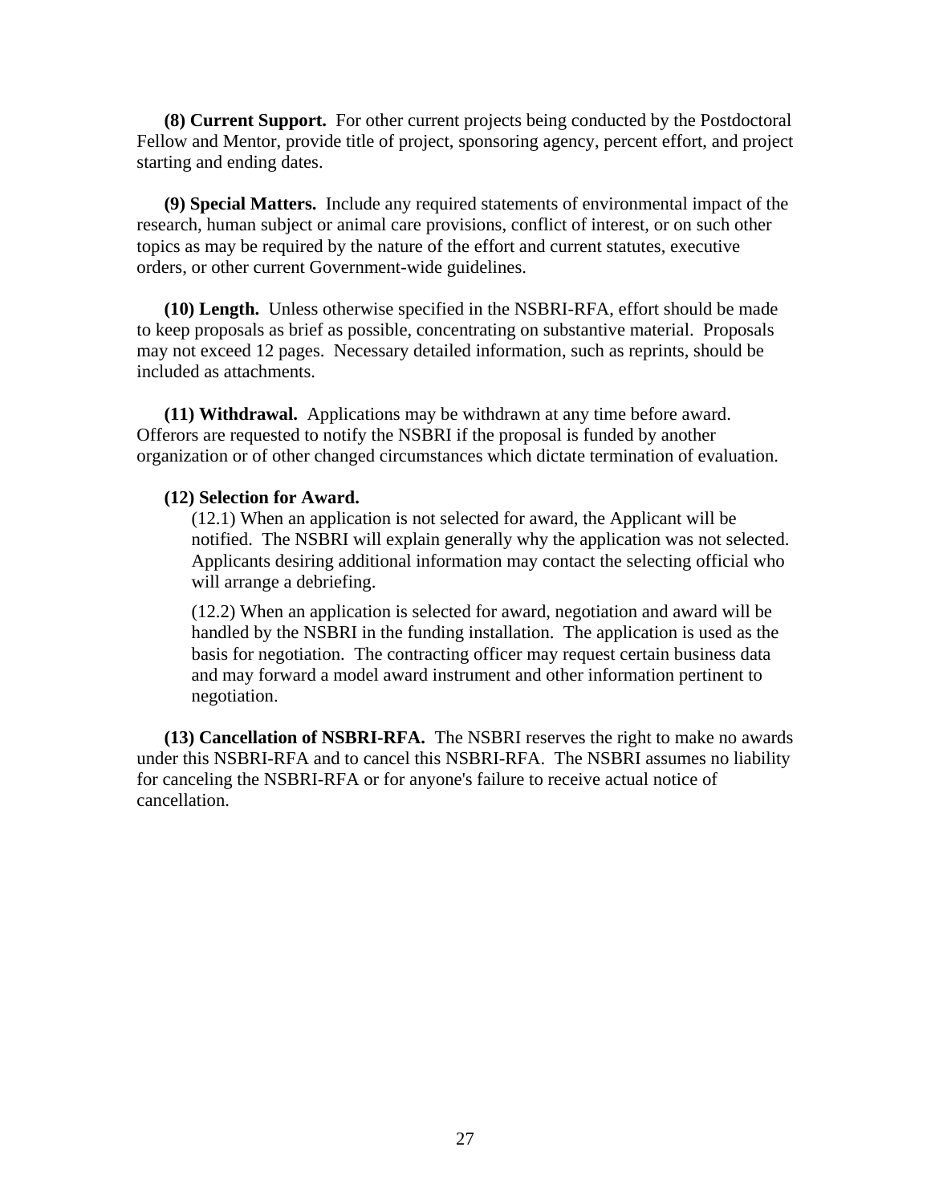**(8) Current Support.** For other current projects being conducted by the Postdoctoral Fellow and Mentor, provide title of project, sponsoring agency, percent effort, and project starting and ending dates.

**(9) Special Matters.** Include any required statements of environmental impact of the research, human subject or animal care provisions, conflict of interest, or on such other topics as may be required by the nature of the effort and current statutes, executive orders, or other current Government-wide guidelines.

**(10) Length.** Unless otherwise specified in the NSBRI-RFA, effort should be made to keep proposals as brief as possible, concentrating on substantive material. Proposals may not exceed 12 pages. Necessary detailed information, such as reprints, should be included as attachments.

**(11) Withdrawal.** Applications may be withdrawn at any time before award. Offerors are requested to notify the NSBRI if the proposal is funded by another organization or of other changed circumstances which dictate termination of evaluation.

**(12) Selection for Award.**

(12.1) When an application is not selected for award, the Applicant will be notified. The NSBRI will explain generally why the application was not selected. Applicants desiring additional information may contact the selecting official who will arrange a debriefing.

(12.2) When an application is selected for award, negotiation and award will be handled by the NSBRI in the funding installation. The application is used as the basis for negotiation. The contracting officer may request certain business data and may forward a model award instrument and other information pertinent to negotiation.

**(13) Cancellation of NSBRI-RFA.** The NSBRI reserves the right to make no awards under this NSBRI-RFA and to cancel this NSBRI-RFA. The NSBRI assumes no liability for canceling the NSBRI-RFA or for anyone's failure to receive actual notice of cancellation.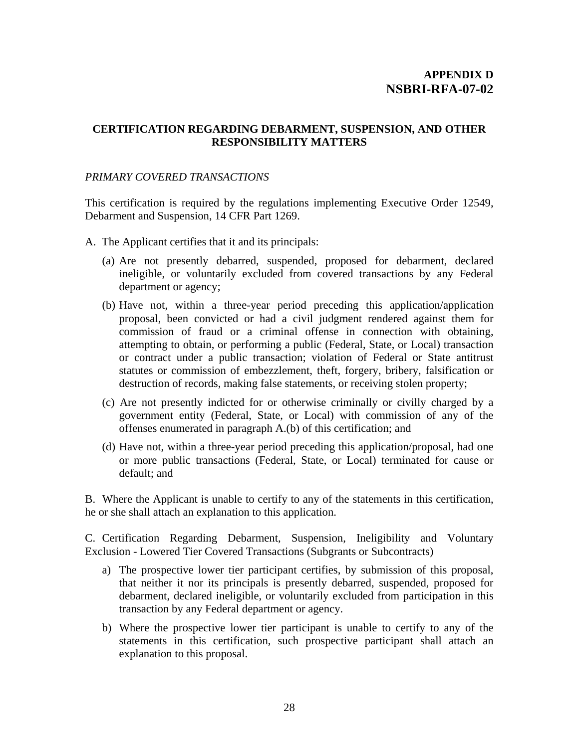**APPENDIX D**
**NSBRI-RFA-07-02**

## CERTIFICATION REGARDING DEBARMENT, SUSPENSION, AND OTHER RESPONSIBILITY MATTERS

*PRIMARY COVERED TRANSACTIONS*

This certification is required by the regulations implementing Executive Order 12549, Debarment and Suspension, 14 CFR Part 1269.

A. The Applicant certifies that it and its principals:

(a) Are not presently debarred, suspended, proposed for debarment, declared ineligible, or voluntarily excluded from covered transactions by any Federal department or agency;

(b) Have not, within a three-year period preceding this application/application proposal, been convicted or had a civil judgment rendered against them for commission of fraud or a criminal offense in connection with obtaining, attempting to obtain, or performing a public (Federal, State, or Local) transaction or contract under a public transaction; violation of Federal or State antitrust statutes or commission of embezzlement, theft, forgery, bribery, falsification or destruction of records, making false statements, or receiving stolen property;

(c) Are not presently indicted for or otherwise criminally or civilly charged by a government entity (Federal, State, or Local) with commission of any of the offenses enumerated in paragraph A.(b) of this certification; and

(d) Have not, within a three-year period preceding this application/proposal, had one or more public transactions (Federal, State, or Local) terminated for cause or default; and

B. Where the Applicant is unable to certify to any of the statements in this certification, he or she shall attach an explanation to this application.

C. Certification Regarding Debarment, Suspension, Ineligibility and Voluntary Exclusion - Lowered Tier Covered Transactions (Subgrants or Subcontracts)

a) The prospective lower tier participant certifies, by submission of this proposal, that neither it nor its principals is presently debarred, suspended, proposed for debarment, declared ineligible, or voluntarily excluded from participation in this transaction by any Federal department or agency.

b) Where the prospective lower tier participant is unable to certify to any of the statements in this certification, such prospective participant shall attach an explanation to this proposal.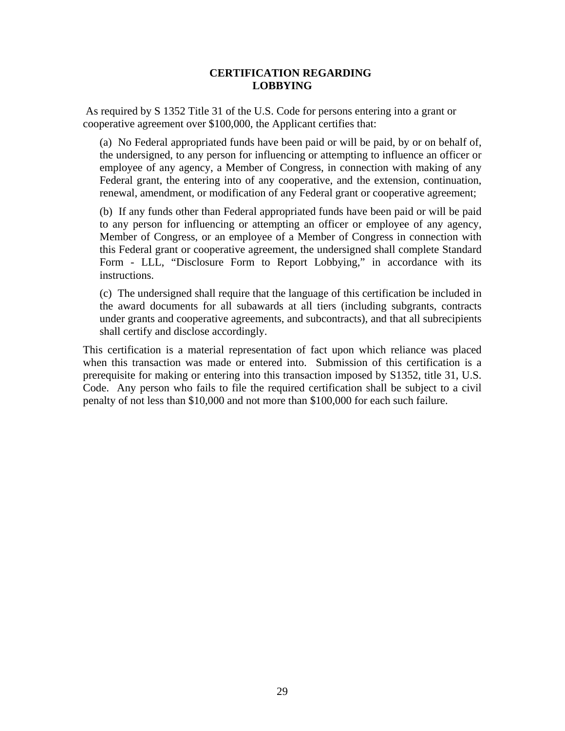## CERTIFICATION REGARDING LOBBYING

As required by S 1352 Title 31 of the U.S. Code for persons entering into a grant or cooperative agreement over $100,000, the Applicant certifies that:

(a) No Federal appropriated funds have been paid or will be paid, by or on behalf of, the undersigned, to any person for influencing or attempting to influence an officer or employee of any agency, a Member of Congress, in connection with making of any Federal grant, the entering into of any cooperative, and the extension, continuation, renewal, amendment, or modification of any Federal grant or cooperative agreement;

(b) If any funds other than Federal appropriated funds have been paid or will be paid to any person for influencing or attempting an officer or employee of any agency, Member of Congress, or an employee of a Member of Congress in connection with this Federal grant or cooperative agreement, the undersigned shall complete Standard Form - LLL, "Disclosure Form to Report Lobbying," in accordance with its instructions.

(c) The undersigned shall require that the language of this certification be included in the award documents for all subawards at all tiers (including subgrants, contracts under grants and cooperative agreements, and subcontracts), and that all subrecipients shall certify and disclose accordingly.

This certification is a material representation of fact upon which reliance was placed when this transaction was made or entered into. Submission of this certification is a prerequisite for making or entering into this transaction imposed by S1352, title 31, U.S. Code. Any person who fails to file the required certification shall be subject to a civil penalty of not less than $10,000 and not more than $100,000 for each such failure.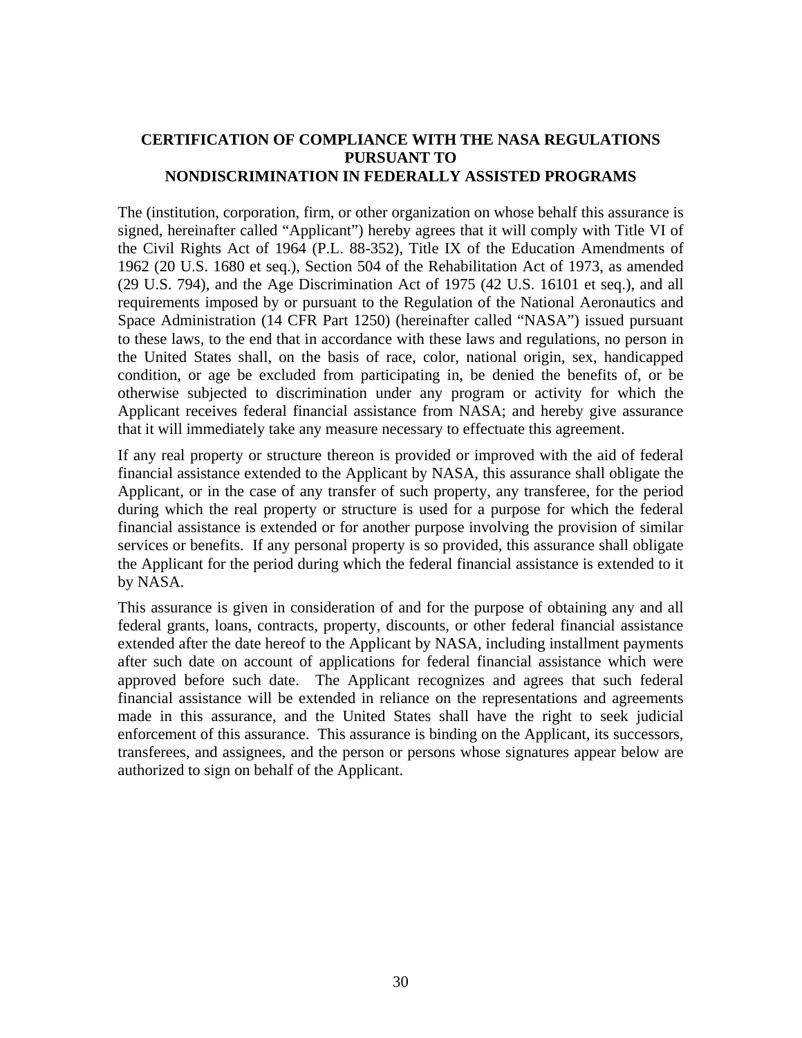**CERTIFICATION OF COMPLIANCE WITH THE NASA REGULATIONS PURSUANT TO NONDISCRIMINATION IN FEDERALLY ASSISTED PROGRAMS**

The (institution, corporation, firm, or other organization on whose behalf this assurance is signed, hereinafter called "Applicant") hereby agrees that it will comply with Title VI of the Civil Rights Act of 1964 (P.L. 88-352), Title IX of the Education Amendments of 1962 (20 U.S. 1680 et seq.), Section 504 of the Rehabilitation Act of 1973, as amended (29 U.S. 794), and the Age Discrimination Act of 1975 (42 U.S. 16101 et seq.), and all requirements imposed by or pursuant to the Regulation of the National Aeronautics and Space Administration (14 CFR Part 1250) (hereinafter called "NASA") issued pursuant to these laws, to the end that in accordance with these laws and regulations, no person in the United States shall, on the basis of race, color, national origin, sex, handicapped condition, or age be excluded from participating in, be denied the benefits of, or be otherwise subjected to discrimination under any program or activity for which the Applicant receives federal financial assistance from NASA; and hereby give assurance that it will immediately take any measure necessary to effectuate this agreement.

If any real property or structure thereon is provided or improved with the aid of federal financial assistance extended to the Applicant by NASA, this assurance shall obligate the Applicant, or in the case of any transfer of such property, any transferee, for the period during which the real property or structure is used for a purpose for which the federal financial assistance is extended or for another purpose involving the provision of similar services or benefits. If any personal property is so provided, this assurance shall obligate the Applicant for the period during which the federal financial assistance is extended to it by NASA.

This assurance is given in consideration of and for the purpose of obtaining any and all federal grants, loans, contracts, property, discounts, or other federal financial assistance extended after the date hereof to the Applicant by NASA, including installment payments after such date on account of applications for federal financial assistance which were approved before such date. The Applicant recognizes and agrees that such federal financial assistance will be extended in reliance on the representations and agreements made in this assurance, and the United States shall have the right to seek judicial enforcement of this assurance. This assurance is binding on the Applicant, its successors, transferees, and assignees, and the person or persons whose signatures appear below are authorized to sign on behalf of the Applicant.